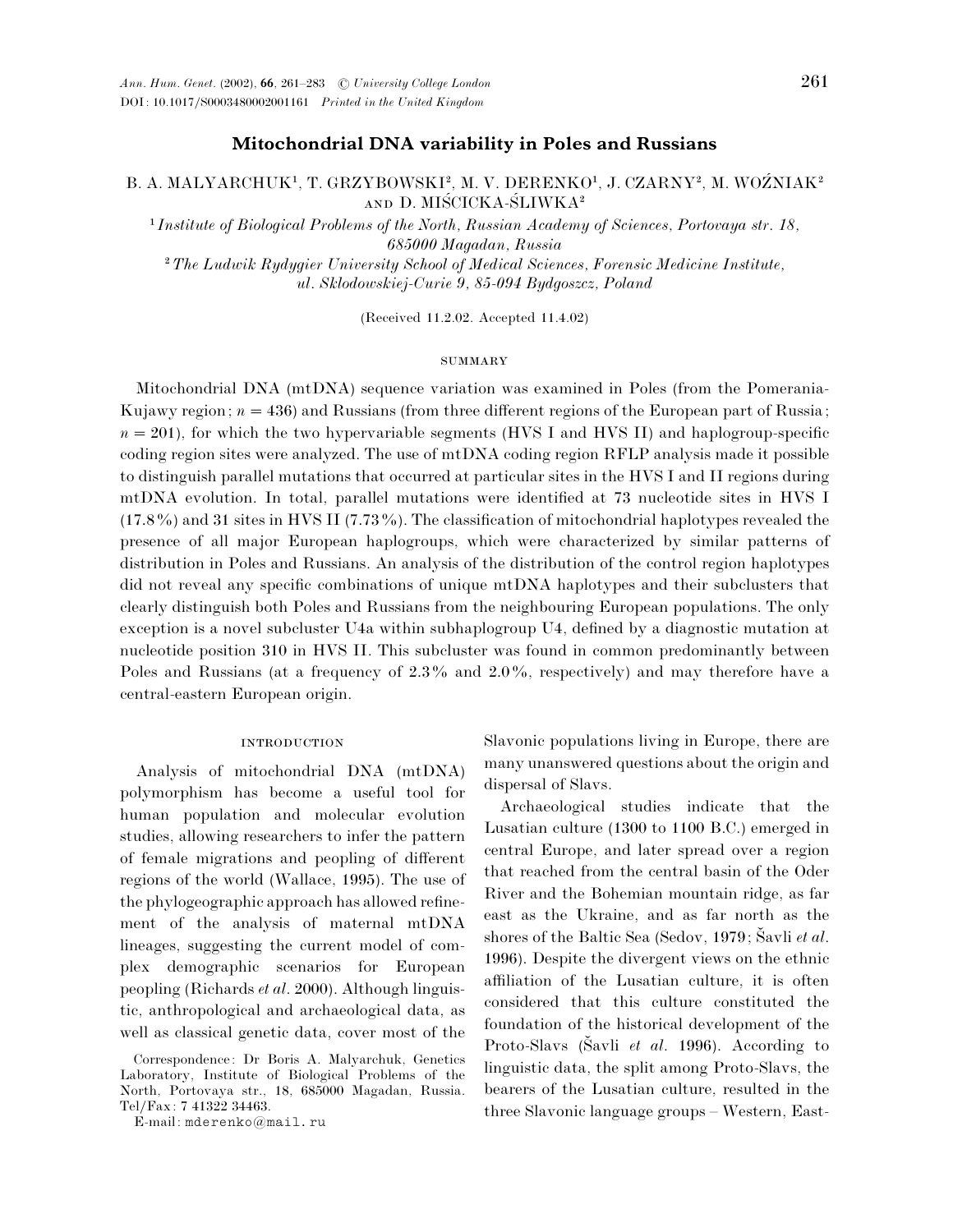# Mitochondrial DNA variability in Poles and Russians

B. A. MALYARCHUK[1], T. GRZYBOWSKI[2], M. V. DERENKO[1], J. CZARNY[2], M. WOŹNIAK[2] AND D. MIŚCICKA-ŚLIWKA[2]

[1] *Institute of Biological Problems of the North, Russian Academy of Sciences, Portovaya str. 18, 685000 Magadan, Russia*

[2] *The Ludwik Rydygier University School of Medical Sciences, Forensic Medicine Institute, ul. Sklodowskiej-Curie 9, 85-094 Bydgoszcz, Poland*

(Received 11.2.02. Accepted 11.4.02)

## SUMMARY

Mitochondrial DNA (mtDNA) sequence variation was examined in Poles (from the Pomerania-Kujawy region; $n = 436$) and Russians (from three different regions of the European part of Russia; $n = 201$), for which the two hypervariable segments (HVS I and HVS II) and haplogroup-specific coding region sites were analyzed. The use of mtDNA coding region RFLP analysis made it possible to distinguish parallel mutations that occurred at particular sites in the HVS I and II regions during mtDNA evolution. In total, parallel mutations were identified at 73 nucleotide sites in HVS I (17.8%) and 31 sites in HVS II (7.73%). The classification of mitochondrial haplotypes revealed the presence of all major European haplogroups, which were characterized by similar patterns of distribution in Poles and Russians. An analysis of the distribution of the control region haplotypes did not reveal any specific combinations of unique mtDNA haplotypes and their subclusters that clearly distinguish both Poles and Russians from the neighbouring European populations. The only exception is a novel subcluster U4a within subhaplogroup U4, defined by a diagnostic mutation at nucleotide position 310 in HVS II. This subcluster was found in common predominantly between Poles and Russians (at a frequency of 2.3% and 2.0%, respectively) and may therefore have a central-eastern European origin.

## INTRODUCTION

Analysis of mitochondrial DNA (mtDNA) polymorphism has become a useful tool for human population and molecular evolution studies, allowing researchers to infer the pattern of female migrations and peopling of different regions of the world (Wallace, 1995). The use of the phylogeographic approach has allowed refinement of the analysis of maternal mtDNA lineages, suggesting the current model of complex demographic scenarios for European peopling (Richards *et al*. 2000). Although linguistic, anthropological and archaeological data, as well as classical genetic data, cover most of the Slavonic populations living in Europe, there are many unanswered questions about the origin and dispersal of Slavs.

Archaeological studies indicate that the Lusatian culture (1300 to 1100 B.C.) emerged in central Europe, and later spread over a region that reached from the central basin of the Oder River and the Bohemian mountain ridge, as far east as the Ukraine, and as far north as the shores of the Baltic Sea (Sedov, 1979; Šavli *et al*. 1996). Despite the divergent views on the ethnic affiliation of the Lusatian culture, it is often considered that this culture constituted the foundation of the historical development of the Proto-Slavs (Šavli *et al*. 1996). According to linguistic data, the split among Proto-Slavs, the bearers of the Lusatian culture, resulted in the three Slavonic language groups – Western, East-

Correspondence: Dr Boris A. Malyarchuk, Genetics Laboratory, Institute of Biological Problems of the North, Portovaya str., 18, 685000 Magadan, Russia. Tel/Fax: 7 41322 34463.
E-mail: mderenko@mail.ru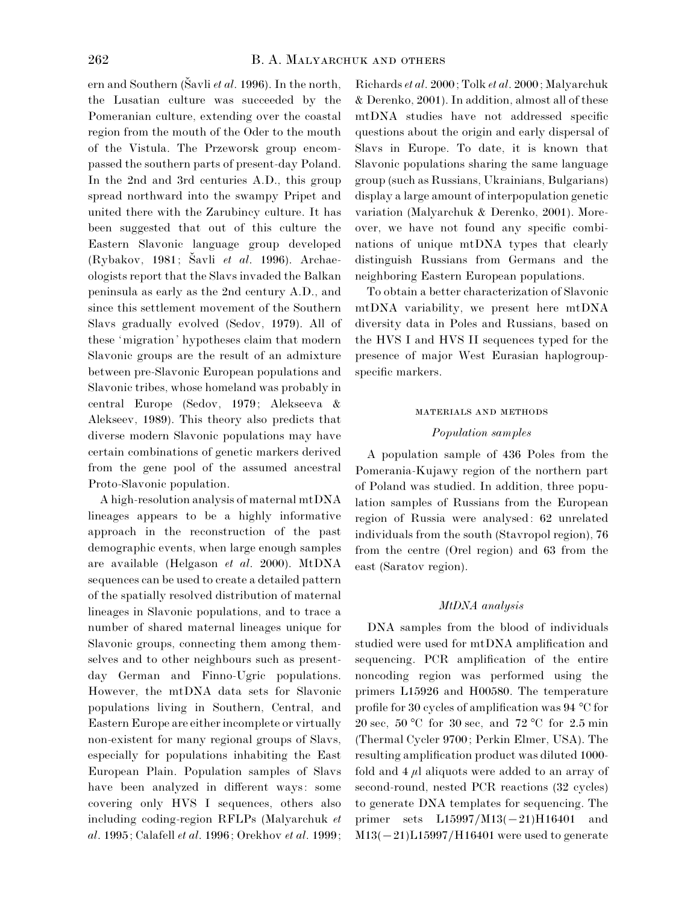ern and Southern (Šavli *et al*. 1996). In the north, the Lusatian culture was succeeded by the Pomeranian culture, extending over the coastal region from the mouth of the Oder to the mouth of the Vistula. The Przeworsk group encompassed the southern parts of present-day Poland. In the 2nd and 3rd centuries A.D., this group spread northward into the swampy Pripet and united there with the Zarubincy culture. It has been suggested that out of this culture the Eastern Slavonic language group developed (Rybakov, 1981; Šavli *et al*. 1996). Archaeologists report that the Slavs invaded the Balkan peninsula as early as the 2nd century A.D., and since this settlement movement of the Southern Slavs gradually evolved (Sedov, 1979). All of these 'migration' hypotheses claim that modern Slavonic groups are the result of an admixture between pre-Slavonic European populations and Slavonic tribes, whose homeland was probably in central Europe (Sedov, 1979; Alekseeva & Alekseev, 1989). This theory also predicts that diverse modern Slavonic populations may have certain combinations of genetic markers derived from the gene pool of the assumed ancestral Proto-Slavonic population.

A high-resolution analysis of maternal mtDNA lineages appears to be a highly informative approach in the reconstruction of the past demographic events, when large enough samples are available (Helgason *et al*. 2000). MtDNA sequences can be used to create a detailed pattern of the spatially resolved distribution of maternal lineages in Slavonic populations, and to trace a number of shared maternal lineages unique for Slavonic groups, connecting them among themselves and to other neighbours such as present-day German and Finno-Ugric populations. However, the mtDNA data sets for Slavonic populations living in Southern, Central, and Eastern Europe are either incomplete or virtually non-existent for many regional groups of Slavs, especially for populations inhabiting the East European Plain. Population samples of Slavs have been analyzed in different ways: some covering only HVS I sequences, others also including coding-region RFLPs (Malyarchuk *et al*. 1995; Calafell *et al*. 1996; Orekhov *et al*. 1999; Richards *et al*. 2000; Tolk *et al*. 2000; Malyarchuk & Derenko, 2001). In addition, almost all of these mtDNA studies have not addressed specific questions about the origin and early dispersal of Slavs in Europe. To date, it is known that Slavonic populations sharing the same language group (such as Russians, Ukrainians, Bulgarians) display a large amount of interpopulation genetic variation (Malyarchuk & Derenko, 2001). Moreover, we have not found any specific combinations of unique mtDNA types that clearly distinguish Russians from Germans and the neighboring Eastern European populations.

To obtain a better characterization of Slavonic mtDNA variability, we present here mtDNA diversity data in Poles and Russians, based on the HVS I and HVS II sequences typed for the presence of major West Eurasian haplogroup-specific markers.

## MATERIALS AND METHODS

### *Population samples*

A population sample of 436 Poles from the Pomerania-Kujawy region of the northern part of Poland was studied. In addition, three population samples of Russians from the European region of Russia were analysed: 62 unrelated individuals from the south (Stavropol region), 76 from the centre (Orel region) and 63 from the east (Saratov region).

### *MtDNA analysis*

DNA samples from the blood of individuals studied were used for mtDNA amplification and sequencing. PCR amplification of the entire noncoding region was performed using the primers L15926 and H00580. The temperature profile for 30 cycles of amplification was 94 °C for 20 sec, 50 °C for 30 sec, and 72 °C for 2.5 min (Thermal Cycler 9700; Perkin Elmer, USA). The resulting amplification product was diluted 1000-fold and 4 $\mu$l aliquots were added to an array of second-round, nested PCR reactions (32 cycles) to generate DNA templates for sequencing. The primer sets L15997/M13(−21)H16401 and M13(−21)L15997/H16401 were used to generate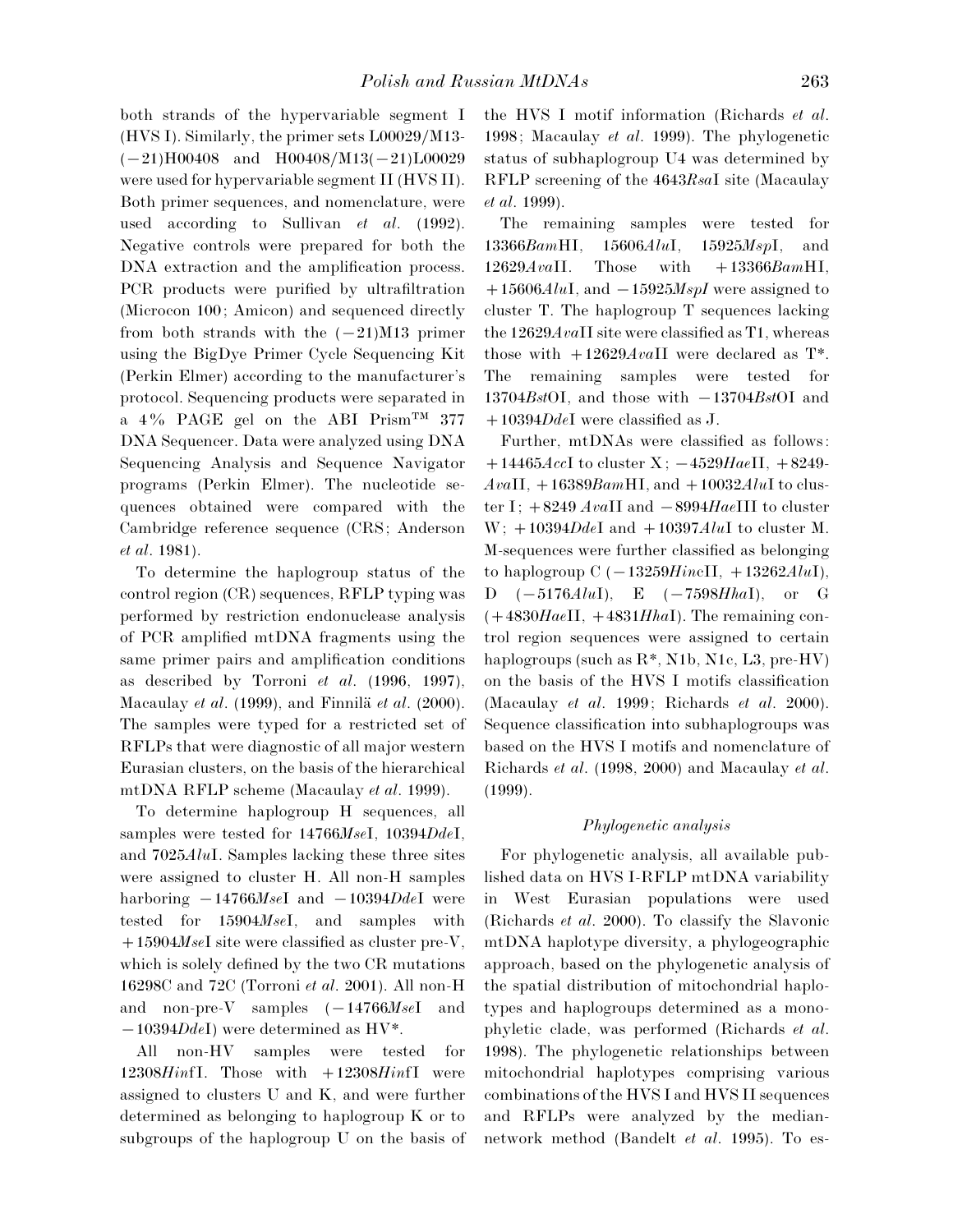both strands of the hypervariable segment I (HVS I). Similarly, the primer sets L00029/M13-(−21)H00408 and H00408/M13(−21)L00029 were used for hypervariable segment II (HVS II). Both primer sequences, and nomenclature, were used according to Sullivan *et al*. (1992). Negative controls were prepared for both the DNA extraction and the amplification process. PCR products were purified by ultrafiltration (Microcon 100; Amicon) and sequenced directly from both strands with the (−21)M13 primer using the BigDye Primer Cycle Sequencing Kit (Perkin Elmer) according to the manufacturer's protocol. Sequencing products were separated in a 4% PAGE gel on the ABI Prism™ 377 DNA Sequencer. Data were analyzed using DNA Sequencing Analysis and Sequence Navigator programs (Perkin Elmer). The nucleotide sequences obtained were compared with the Cambridge reference sequence (CRS; Anderson *et al*. 1981).

To determine the haplogroup status of the control region (CR) sequences, RFLP typing was performed by restriction endonuclease analysis of PCR amplified mtDNA fragments using the same primer pairs and amplification conditions as described by Torroni *et al*. (1996, 1997), Macaulay *et al*. (1999), and Finnilä *et al*. (2000). The samples were typed for a restricted set of RFLPs that were diagnostic of all major western Eurasian clusters, on the basis of the hierarchical mtDNA RFLP scheme (Macaulay *et al*. 1999).

To determine haplogroup H sequences, all samples were tested for 14766*Mse*I, 10394*Dde*I, and 7025*Alu*I. Samples lacking these three sites were assigned to cluster H. All non-H samples harboring −14766*Mse*I and −10394*Dde*I were tested for 15904*Mse*I, and samples with +15904*Mse*I site were classified as cluster pre-V, which is solely defined by the two CR mutations 16298C and 72C (Torroni *et al*. 2001). All non-H and non-pre-V samples (−14766*Mse*I and −10394*Dde*I) were determined as HV\*.

All non-HV samples were tested for 12308*Hin*fI. Those with +12308*Hin*fI were assigned to clusters U and K, and were further determined as belonging to haplogroup K or to subgroups of the haplogroup U on the basis of the HVS I motif information (Richards *et al*. 1998; Macaulay *et al*. 1999). The phylogenetic status of subhaplogroup U4 was determined by RFLP screening of the 4643*Rsa*I site (Macaulay *et al*. 1999).

The remaining samples were tested for 13366*Bam*HI, 15606*Alu*I, 15925*Msp*I, and 12629*Ava*II. Those with +13366*Bam*HI, +15606*Alu*I, and −15925*MspI* were assigned to cluster T. The haplogroup T sequences lacking the 12629*Ava*II site were classified as T1, whereas those with +12629*Ava*II were declared as T\*. The remaining samples were tested for 13704*Bst*OI, and those with −13704*Bst*OI and +10394*Dde*I were classified as J.

Further, mtDNAs were classified as follows: +14465*Acc*I to cluster X; −4529*Hae*II, +8249-*Ava*II, +16389*Bam*HI, and +10032*Alu*I to cluster I; +8249 *Ava*II and −8994*Hae*III to cluster W; +10394*Dde*I and +10397*Alu*I to cluster M. M-sequences were further classified as belonging to haplogroup C (−13259*Hinc*II, +13262*Alu*I), D (−5176*Alu*I), E (−7598*Hha*I), or G (+4830*Hae*II, +4831*Hha*I). The remaining control region sequences were assigned to certain haplogroups (such as R\*, N1b, N1c, L3, pre-HV) on the basis of the HVS I motifs classification (Macaulay *et al*. 1999; Richards *et al*. 2000). Sequence classification into subhaplogroups was based on the HVS I motifs and nomenclature of Richards *et al*. (1998, 2000) and Macaulay *et al*. (1999).

### *Phylogenetic analysis*

For phylogenetic analysis, all available published data on HVS I-RFLP mtDNA variability in West Eurasian populations were used (Richards *et al*. 2000). To classify the Slavonic mtDNA haplotype diversity, a phylogeographic approach, based on the phylogenetic analysis of the spatial distribution of mitochondrial haplotypes and haplogroups determined as a monophyletic clade, was performed (Richards *et al*. 1998). The phylogenetic relationships between mitochondrial haplotypes comprising various combinations of the HVS I and HVS II sequences and RFLPs were analyzed by the median-network method (Bandelt *et al*. 1995). To es-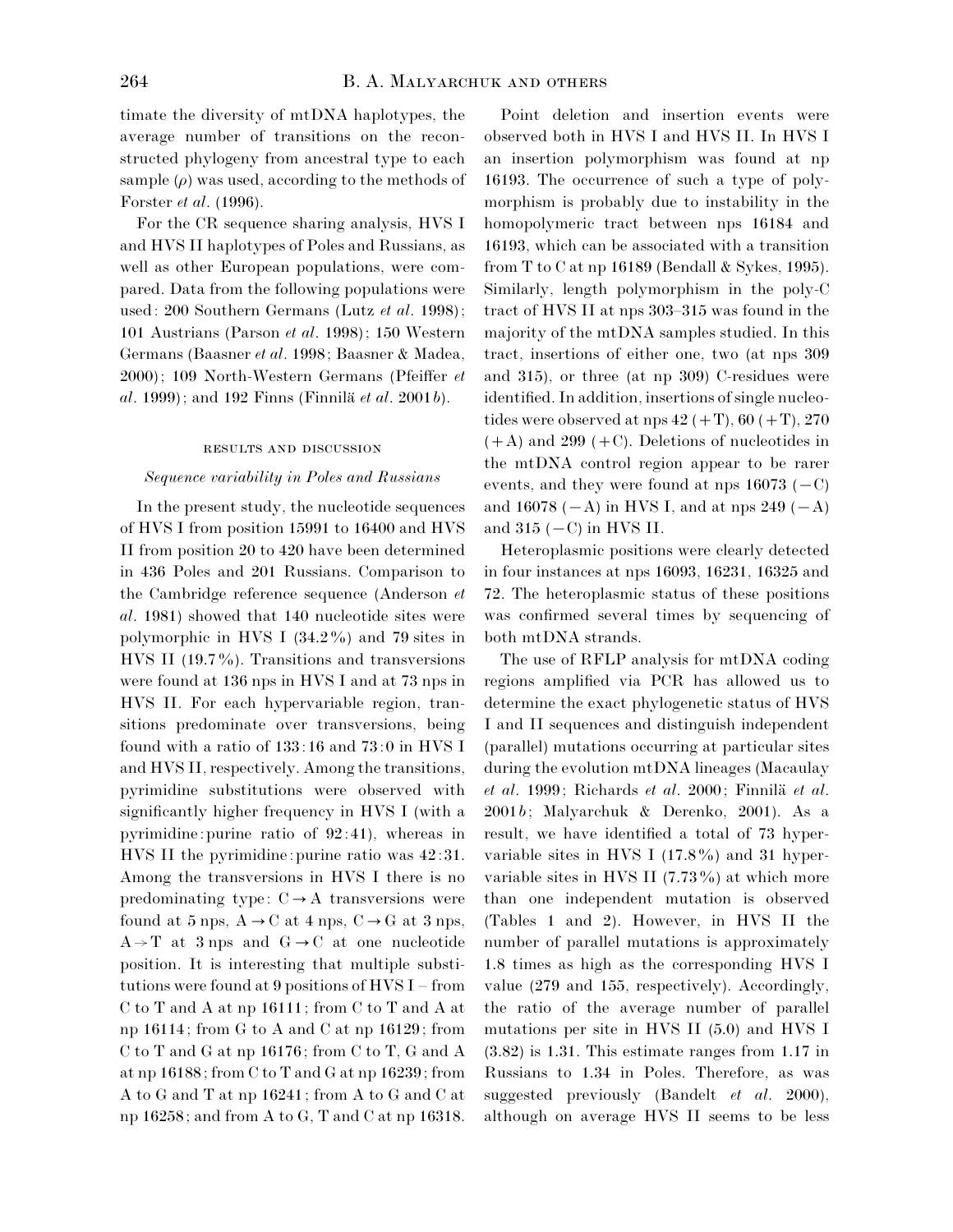timate the diversity of mtDNA haplotypes, the average number of transitions on the reconstructed phylogeny from ancestral type to each sample ($\rho$) was used, according to the methods of Forster *et al*. (1996).

For the CR sequence sharing analysis, HVS I and HVS II haplotypes of Poles and Russians, as well as other European populations, were compared. Data from the following populations were used: 200 Southern Germans (Lutz *et al*. 1998); 101 Austrians (Parson *et al*. 1998); 150 Western Germans (Baasner *et al*. 1998; Baasner & Madea, 2000); 109 North-Western Germans (Pfeiffer *et al*. 1999); and 192 Finns (Finnilä *et al*. 2001*b*).

## RESULTS AND DISCUSSION

### *Sequence variability in Poles and Russians*

In the present study, the nucleotide sequences of HVS I from position 15991 to 16400 and HVS II from position 20 to 420 have been determined in 436 Poles and 201 Russians. Comparison to the Cambridge reference sequence (Anderson *et al*. 1981) showed that 140 nucleotide sites were polymorphic in HVS I (34.2%) and 79 sites in HVS II (19.7%). Transitions and transversions were found at 136 nps in HVS I and at 73 nps in HVS II. For each hypervariable region, transitions predominate over transversions, being found with a ratio of 133:16 and 73:0 in HVS I and HVS II, respectively. Among the transitions, pyrimidine substitutions were observed with significantly higher frequency in HVS I (with a pyrimidine:purine ratio of 92:41), whereas in HVS II the pyrimidine:purine ratio was 42:31. Among the transversions in HVS I there is no predominating type: C→A transversions were found at 5 nps, A→C at 4 nps, C→G at 3 nps, A→T at 3 nps and G→C at one nucleotide position. It is interesting that multiple substitutions were found at 9 positions of HVS I – from C to T and A at np 16111; from C to T and A at np 16114; from G to A and C at np 16129; from C to T and G at np 16176; from C to T, G and A at np 16188; from C to T and G at np 16239; from A to G and T at np 16241; from A to G and C at np 16258; and from A to G, T and C at np 16318.

Point deletion and insertion events were observed both in HVS I and HVS II. In HVS I an insertion polymorphism was found at np 16193. The occurrence of such a type of polymorphism is probably due to instability in the homopolymeric tract between nps 16184 and 16193, which can be associated with a transition from T to C at np 16189 (Bendall & Sykes, 1995). Similarly, length polymorphism in the poly-C tract of HVS II at nps 303–315 was found in the majority of the mtDNA samples studied. In this tract, insertions of either one, two (at nps 309 and 315), or three (at np 309) C-residues were identified. In addition, insertions of single nucleotides were observed at nps 42 (+T), 60 (+T), 270 (+A) and 299 (+C). Deletions of nucleotides in the mtDNA control region appear to be rarer events, and they were found at nps 16073 (−C) and 16078 (−A) in HVS I, and at nps 249 (−A) and 315 (−C) in HVS II.

Heteroplasmic positions were clearly detected in four instances at nps 16093, 16231, 16325 and 72. The heteroplasmic status of these positions was confirmed several times by sequencing of both mtDNA strands.

The use of RFLP analysis for mtDNA coding regions amplified via PCR has allowed us to determine the exact phylogenetic status of HVS I and II sequences and distinguish independent (parallel) mutations occurring at particular sites during the evolution mtDNA lineages (Macaulay *et al*. 1999; Richards *et al*. 2000; Finnilä *et al*. 2001*b*; Malyarchuk & Derenko, 2001). As a result, we have identified a total of 73 hypervariable sites in HVS I (17.8%) and 31 hypervariable sites in HVS II (7.73%) at which more than one independent mutation is observed (Tables 1 and 2). However, in HVS II the number of parallel mutations is approximately 1.8 times as high as the corresponding HVS I value (279 and 155, respectively). Accordingly, the ratio of the average number of parallel mutations per site in HVS II (5.0) and HVS I (3.82) is 1.31. This estimate ranges from 1.17 in Russians to 1.34 in Poles. Therefore, as was suggested previously (Bandelt *et al*. 2000), although on average HVS II seems to be less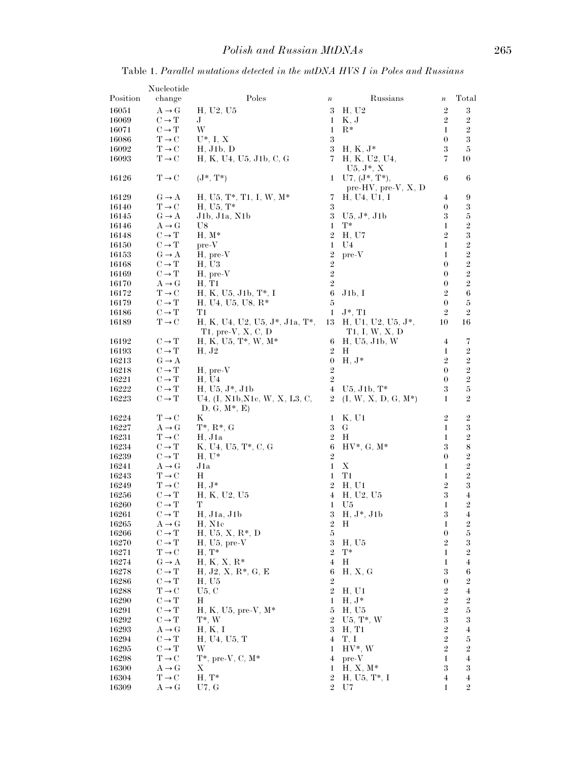Table 1. *Parallel mutations detected in the mtDNA HVS I in Poles and Russians*

| Position | Nucleotide change | Poles | $n$ | Russians | $n$ | Total |
|---|---|---|---|---|---|---|
| 16051 | A→G | H, U2, U5 | 3 | H, U2 | 2 | 3 |
| 16069 | C→T | J | 1 | K, J | 2 | 2 |
| 16071 | C→T | W | 1 | R* | 1 | 2 |
| 16086 | T→C | U*, I, X | 3 | | 0 | 3 |
| 16092 | T→C | H, J1b, D | 3 | H, K, J* | 3 | 5 |
| 16093 | T→C | H, K, U4, U5, J1b, C, G | 7 | H, K, U2, U4, U5, J*, X | 7 | 10 |
| 16126 | T→C | (J*, T*) | 1 | U7, (J*, T*), pre-HV, pre-V, X, D | 6 | 6 |
| 16129 | G→A | H, U5, T*, T1, I, W, M* | 7 | H, U4, U1, I | 4 | 9 |
| 16140 | T→C | H, U5, T* | 3 | | 0 | 3 |
| 16145 | G→A | J1b, J1a, N1b | 3 | U5, J*, J1b | 3 | 5 |
| 16146 | A→G | U8 | 1 | T* | 1 | 2 |
| 16148 | C→T | H, M* | 2 | H, U7 | 2 | 3 |
| 16150 | C→T | pre-V | 1 | U4 | 1 | 2 |
| 16153 | G→A | H, pre-V | 2 | pre-V | 1 | 2 |
| 16168 | C→T | H, U3 | 2 | | 0 | 2 |
| 16169 | C→T | H, pre-V | 2 | | 0 | 2 |
| 16170 | A→G | H, T1 | 2 | | 0 | 2 |
| 16172 | T→C | H, K, U5, J1b, T*, I | 6 | J1b, I | 2 | 6 |
| 16179 | C→T | H, U4, U5, U8, R* | 5 | | 0 | 5 |
| 16186 | C→T | T1 | 1 | J*, T1 | 2 | 2 |
| 16189 | T→C | H, K, U4, U2, U5, J*, J1a, T*, T1, pre-V, X, C, D | 13 | H, U1, U2, U5, J*, T1, I, W, X, D | 10 | 16 |
| 16192 | C→T | H, K, U5, T*, W, M* | 6 | H, U5, J1b, W | 4 | 7 |
| 16193 | C→T | H, J2 | 2 | H | 1 | 2 |
| 16213 | G→A | | 0 | H, J* | 2 | 2 |
| 16218 | C→T | H, pre-V | 2 | | 0 | 2 |
| 16221 | C→T | H, U4 | 2 | | 0 | 2 |
| 16222 | C→T | H, U5, J*, J1b | 4 | U5, J1b, T* | 3 | 5 |
| 16223 | C→T | U4, (I, N1b,N1c, W, X, L3, C, D, G, M*, E) | 2 | (I, W, X, D, G, M*) | 1 | 2 |
| 16224 | T→C | K | 1 | K, U1 | 2 | 2 |
| 16227 | A→G | T*, R*, G | 3 | G | 1 | 3 |
| 16231 | T→C | H, J1a | 2 | H | 1 | 2 |
| 16234 | C→T | K, U4, U5, T*, C, G | 6 | HV*, G, M* | 3 | 8 |
| 16239 | C→T | H, U* | 2 | | 0 | 2 |
| 16241 | A→G | J1a | 1 | X | 1 | 2 |
| 16243 | T→C | H | 1 | T1 | 1 | 2 |
| 16249 | T→C | H, J* | 2 | H, U1 | 2 | 3 |
| 16256 | C→T | H, K, U2, U5 | 4 | H, U2, U5 | 3 | 4 |
| 16260 | C→T | T | 1 | U5 | 1 | 2 |
| 16261 | C→T | H, J1a, J1b | 3 | H, J*, J1b | 3 | 4 |
| 16265 | A→G | H, N1c | 2 | H | 1 | 2 |
| 16266 | C→T | H, U5, X, R*, D | 5 | | 0 | 5 |
| 16270 | C→T | H, U5, pre-V | 3 | H, U5 | 2 | 3 |
| 16271 | T→C | H, T* | 2 | T* | 1 | 2 |
| 16274 | G→A | H, K, X, R* | 4 | H | 1 | 4 |
| 16278 | C→T | H, J2, X, R*, G, E | 6 | H, X, G | 3 | 6 |
| 16286 | C→T | H, U5 | 2 | | 0 | 2 |
| 16288 | T→C | U5, C | 2 | H, U1 | 2 | 4 |
| 16290 | C→T | H | 1 | H, J* | 2 | 2 |
| 16291 | C→T | H, K, U5, pre-V, M* | 5 | H, U5 | 2 | 5 |
| 16292 | C→T | T*, W | 2 | U5, T*, W | 3 | 3 |
| 16293 | A→G | H, K, I | 3 | H, T1 | 2 | 4 |
| 16294 | C→T | H, U4, U5, T | 4 | T, I | 2 | 5 |
| 16295 | C→T | W | 1 | HV*, W | 2 | 2 |
| 16298 | T→C | T*, pre-V, C, M* | 4 | pre-V | 1 | 4 |
| 16300 | A→G | X | 1 | H, X, M* | 3 | 3 |
| 16304 | T→C | H, T* | 2 | H, U5, T*, I | 4 | 4 |
| 16309 | A→G | U7, G | 2 | U7 | 1 | 2 |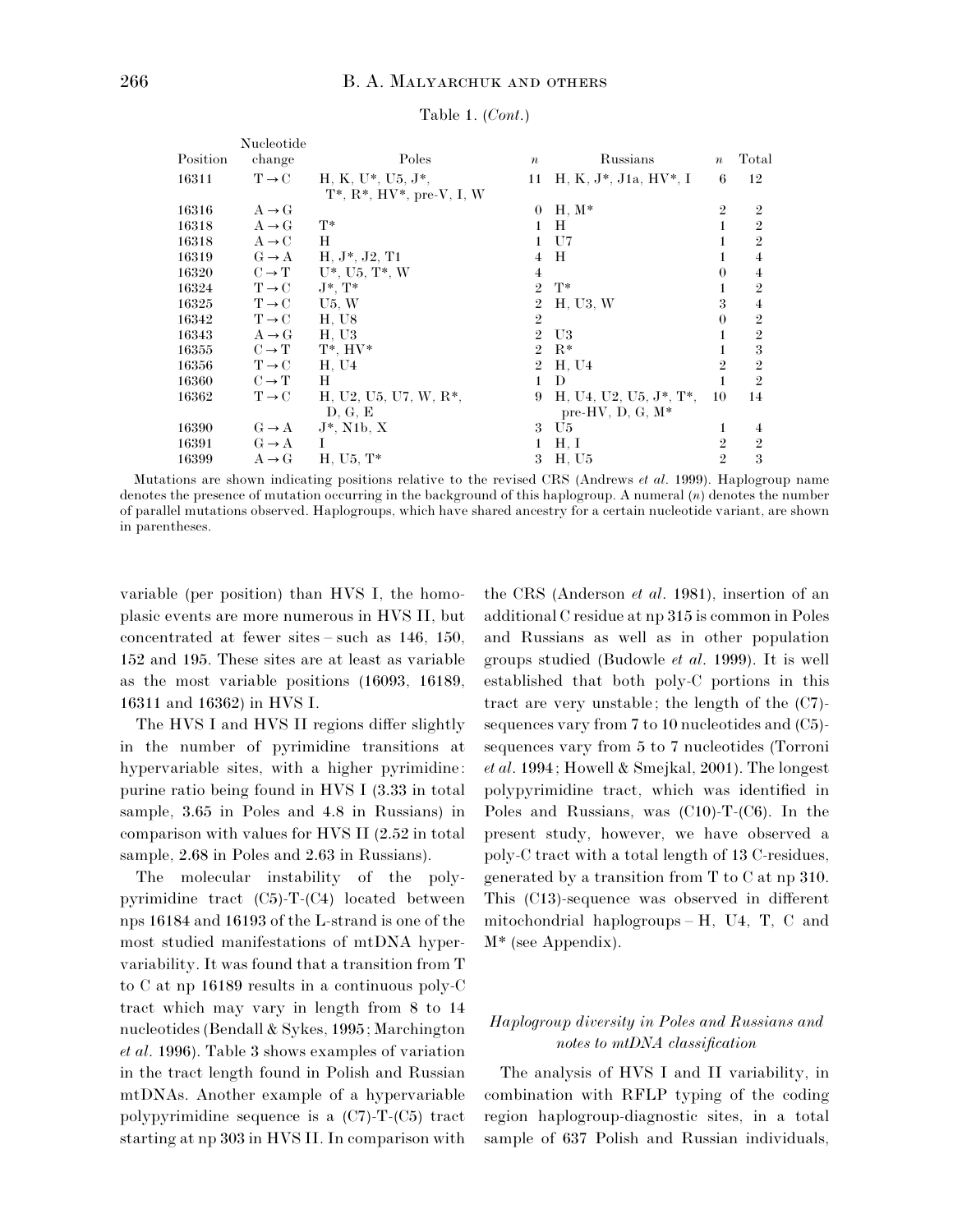Table 1. (*Cont.*)

| Position | Nucleotide change | Poles | *n* | Russians | *n* | Total |
|---|---|---|---|---|---|---|
| 16311 | T→C | H, K, U*, U5, J*, T*, R*, HV*, pre-V, I, W | 11 | H, K, J*, J1a, HV*, I | 6 | 12 |
| 16316 | A→G | | 0 | H, M* | 2 | 2 |
| 16318 | A→G | T* | 1 | H | 1 | 2 |
| 16318 | A→C | H | 1 | U7 | 1 | 2 |
| 16319 | G→A | H, J*, J2, T1 | 4 | H | 1 | 4 |
| 16320 | C→T | U*, U5, T*, W | 4 | | 0 | 4 |
| 16324 | T→C | J*, T* | 2 | T* | 1 | 2 |
| 16325 | T→C | U5, W | 2 | H, U3, W | 3 | 4 |
| 16342 | T→C | H, U8 | 2 | | 0 | 2 |
| 16343 | A→G | H, U3 | 2 | U3 | 1 | 2 |
| 16355 | C→T | T*, HV* | 2 | R* | 1 | 3 |
| 16356 | T→C | H, U4 | 2 | H, U4 | 2 | 2 |
| 16360 | C→T | H | 1 | D | 1 | 2 |
| 16362 | T→C | H, U2, U5, U7, W, R*, D, G, E | 9 | H, U4, U2, U5, J*, T*, pre-HV, D, G, M* | 10 | 14 |
| 16390 | G→A | J*, N1b, X | 3 | U5 | 1 | 4 |
| 16391 | G→A | I | 1 | H, I | 2 | 2 |
| 16399 | A→G | H, U5, T* | 3 | H, U5 | 2 | 3 |

Mutations are shown indicating positions relative to the revised CRS (Andrews *et al.* 1999). Haplogroup name denotes the presence of mutation occurring in the background of this haplogroup. A numeral (*n*) denotes the number of parallel mutations observed. Haplogroups, which have shared ancestry for a certain nucleotide variant, are shown in parentheses.

variable (per position) than HVS I, the homoplasic events are more numerous in HVS II, but concentrated at fewer sites – such as 146, 150, 152 and 195. These sites are at least as variable as the most variable positions (16093, 16189, 16311 and 16362) in HVS I.

The HVS I and HVS II regions differ slightly in the number of pyrimidine transitions at hypervariable sites, with a higher pyrimidine: purine ratio being found in HVS I (3.33 in total sample, 3.65 in Poles and 4.8 in Russians) in comparison with values for HVS II (2.52 in total sample, 2.68 in Poles and 2.63 in Russians).

The molecular instability of the polypyrimidine tract (C5)-T-(C4) located between nps 16184 and 16193 of the L-strand is one of the most studied manifestations of mtDNA hypervariability. It was found that a transition from T to C at np 16189 results in a continuous poly-C tract which may vary in length from 8 to 14 nucleotides (Bendall & Sykes, 1995; Marchington *et al.* 1996). Table 3 shows examples of variation in the tract length found in Polish and Russian mtDNAs. Another example of a hypervariable polypyrimidine sequence is a (C7)-T-(C5) tract starting at np 303 in HVS II. In comparison with the CRS (Anderson *et al.* 1981), insertion of an additional C residue at np 315 is common in Poles and Russians as well as in other population groups studied (Budowle *et al.* 1999). It is well established that both poly-C portions in this tract are very unstable; the length of the (C7)-sequences vary from 7 to 10 nucleotides and (C5)-sequences vary from 5 to 7 nucleotides (Torroni *et al.* 1994; Howell & Smejkal, 2001). The longest polypyrimidine tract, which was identified in Poles and Russians, was (C10)-T-(C6). In the present study, however, we have observed a poly-C tract with a total length of 13 C-residues, generated by a transition from T to C at np 310. This (C13)-sequence was observed in different mitochondrial haplogroups – H, U4, T, C and M* (see Appendix).

### *Haplogroup diversity in Poles and Russians and notes to mtDNA classification*

The analysis of HVS I and II variability, in combination with RFLP typing of the coding region haplogroup-diagnostic sites, in a total sample of 637 Polish and Russian individuals,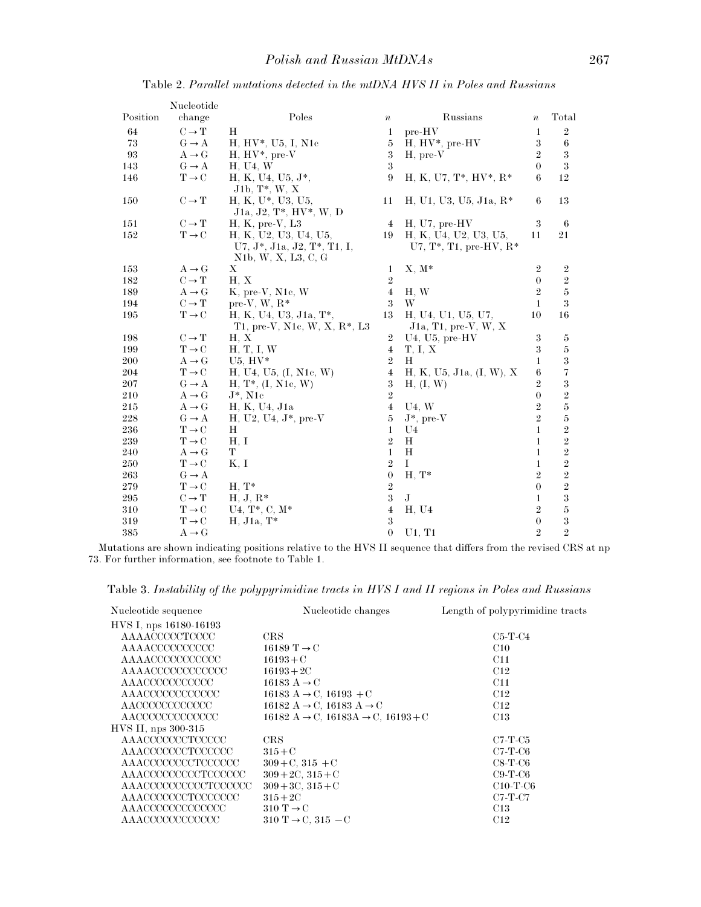Table 2. *Parallel mutations detected in the mtDNA HVS II in Poles and Russians*

| Position | Nucleotide change | Poles | $n$ | Russians | $n$ | Total |
|---|---|---|---|---|---|---|
| 64 | C→T | H | 1 | pre-HV | 1 | 2 |
| 73 | G→A | H, HV*, U5, I, N1c | 5 | H, HV*, pre-HV | 3 | 6 |
| 93 | A→G | H, HV*, pre-V | 3 | H, pre-V | 2 | 3 |
| 143 | G→A | H, U4, W | 3 | | 0 | 3 |
| 146 | T→C | H, K, U4, U5, J*, J1b, T*, W, X | 9 | H, K, U7, T*, HV*, R* | 6 | 12 |
| 150 | C→T | H, K, U*, U3, U5, J1a, J2, T*, HV*, W, D | 11 | H, U1, U3, U5, J1a, R* | 6 | 13 |
| 151 | C→T | H, K, pre-V, L3 | 4 | H, U7, pre-HV | 3 | 6 |
| 152 | T→C | H, K, U2, U3, U4, U5, U7, J*, J1a, J2, T*, T1, I, N1b, W, X, L3, C, G | 19 | H, K, U4, U2, U3, U5, U7, T*, T1, pre-HV, R* | 11 | 21 |
| 153 | A→G | X | 1 | X, M* | 2 | 2 |
| 182 | C→T | H, X | 2 | | 0 | 2 |
| 189 | A→G | K, pre-V, N1c, W | 4 | H, W | 2 | 5 |
| 194 | C→T | pre-V, W, R* | 3 | W | 1 | 3 |
| 195 | T→C | H, K, U4, U3, J1a, T*, T1, pre-V, N1c, W, X, R*, L3 | 13 | H, U4, U1, U5, U7, J1a, T1, pre-V, W, X | 10 | 16 |
| 198 | C→T | H, X | 2 | U4, U5, pre-HV | 3 | 5 |
| 199 | T→C | H, T, I, W | 4 | T, I, X | 3 | 5 |
| 200 | A→G | U5, HV* | 2 | H | 1 | 3 |
| 204 | T→C | H, U4, U5, (I, N1c, W) | 4 | H, K, U5, J1a, (I, W), X | 6 | 7 |
| 207 | G→A | H, T*, (I, N1c, W) | 3 | H, (I, W) | 2 | 3 |
| 210 | A→G | J*, N1c | 2 | | 0 | 2 |
| 215 | A→G | H, K, U4, J1a | 4 | U4, W | 2 | 5 |
| 228 | G→A | H, U2, U4, J*, pre-V | 5 | J*, pre-V | 2 | 5 |
| 236 | T→C | H | 1 | U4 | 1 | 2 |
| 239 | T→C | H, I | 2 | H | 1 | 2 |
| 240 | A→G | T | 1 | H | 1 | 2 |
| 250 | T→C | K, I | 2 | I | 1 | 2 |
| 263 | G→A | | 0 | H, T* | 2 | 2 |
| 279 | T→C | H, T* | 2 | | 0 | 2 |
| 295 | C→T | H, J, R* | 3 | J | 1 | 3 |
| 310 | T→C | U4, T*, C, M* | 4 | H, U4 | 2 | 5 |
| 319 | T→C | H, J1a, T* | 3 | | 0 | 3 |
| 385 | A→G | | 0 | U1, T1 | 2 | 2 |

Mutations are shown indicating positions relative to the HVS II sequence that differs from the revised CRS at np 73. For further information, see footnote to Table 1.

Table 3. *Instability of the polypyrimidine tracts in HVS I and II regions in Poles and Russians*

| Nucleotide sequence | Nucleotide changes | Length of polypyrimidine tracts |
|---|---|---|
| HVS I, nps 16180-16193 | | |
| AAAACCCCCTCCCC | CRS | C5-T-C4 |
| AAAACCCCCCCCCC | 16189 T→C | C10 |
| AAAACCCCCCCCCCC | 16193+C | C11 |
| AAAACCCCCCCCCCCC | 16193+2C | C12 |
| AAACCCCCCCCCCC | 16183 A→C | C11 |
| AAACCCCCCCCCCCC | 16183 A→C, 16193 +C | C12 |
| AACCCCCCCCCCCC | 16182 A→C, 16183 A→C | C12 |
| AACCCCCCCCCCCCC | 16182 A→C, 16183A→C, 16193+C | C13 |
| HVS II, nps 300-315 | | |
| AAACCCCCCCTCCCCC | CRS | C7-T-C5 |
| AAACCCCCCCTCCCCCC | 315+C | C7-T-C6 |
| AAACCCCCCCCTCCCCCC | 309+C, 315 +C | C8-T-C6 |
| AAACCCCCCCCCTCCCCCC | 309+2C, 315+C | C9-T-C6 |
| AAACCCCCCCCCCTCCCCCC | 309+3C, 315+C | C10-T-C6 |
| AAACCCCCCCTCCCCCCC | 315+2C | C7-T-C7 |
| AAACCCCCCCCCCCCC | 310 T→C | C13 |
| AAACCCCCCCCCCCC | 310 T→C, 315 −C | C12 |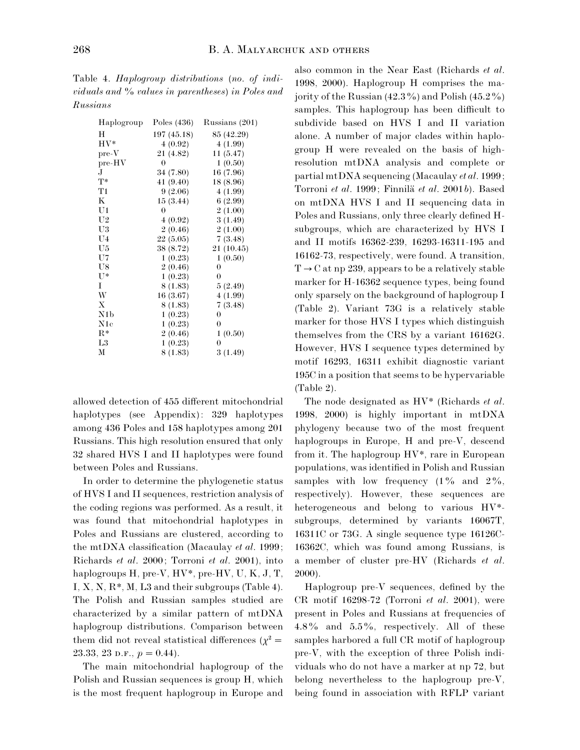Table 4. *Haplogroup distributions (no. of individuals and % values in parentheses) in Poles and Russians*

| Haplogroup | Poles (436) | Russians (201) |
|---|---|---|
| H | 197 (45.18) | 85 (42.29) |
| HV* | 4 (0.92) | 4 (1.99) |
| pre-V | 21 (4.82) | 11 (5.47) |
| pre-HV | 0 | 1 (0.50) |
| J | 34 (7.80) | 16 (7.96) |
| T* | 41 (9.40) | 18 (8.96) |
| T1 | 9 (2.06) | 4 (1.99) |
| K | 15 (3.44) | 6 (2.99) |
| U1 | 0 | 2 (1.00) |
| U2 | 4 (0.92) | 3 (1.49) |
| U3 | 2 (0.46) | 2 (1.00) |
| U4 | 22 (5.05) | 7 (3.48) |
| U5 | 38 (8.72) | 21 (10.45) |
| U7 | 1 (0.23) | 1 (0.50) |
| U8 | 2 (0.46) | 0 |
| U* | 1 (0.23) | 0 |
| I | 8 (1.83) | 5 (2.49) |
| W | 16 (3.67) | 4 (1.99) |
| X | 8 (1.83) | 7 (3.48) |
| N1b | 1 (0.23) | 0 |
| N1c | 1 (0.23) | 0 |
| R* | 2 (0.46) | 1 (0.50) |
| L3 | 1 (0.23) | 0 |
| M | 8 (1.83) | 3 (1.49) |

allowed detection of 455 different mitochondrial haplotypes (see Appendix): 329 haplotypes among 436 Poles and 158 haplotypes among 201 Russians. This high resolution ensured that only 32 shared HVS I and II haplotypes were found between Poles and Russians.

In order to determine the phylogenetic status of HVS I and II sequences, restriction analysis of the coding regions was performed. As a result, it was found that mitochondrial haplotypes in Poles and Russians are clustered, according to the mtDNA classification (Macaulay *et al.* 1999; Richards *et al.* 2000; Torroni *et al.* 2001), into haplogroups H, pre-V, HV*, pre-HV, U, K, J, T, I, X, N, R*, M, L3 and their subgroups (Table 4). The Polish and Russian samples studied are characterized by a similar pattern of mtDNA haplogroup distributions. Comparison between them did not reveal statistical differences ($\chi^2 =$ 23.33, 23 D.F., $p = 0.44$).

The main mitochondrial haplogroup of the Polish and Russian sequences is group H, which is the most frequent haplogroup in Europe and also common in the Near East (Richards *et al.* 1998, 2000). Haplogroup H comprises the majority of the Russian (42.3%) and Polish (45.2%) samples. This haplogroup has been difficult to subdivide based on HVS I and II variation alone. A number of major clades within haplogroup H were revealed on the basis of high-resolution mtDNA analysis and complete or partial mtDNA sequencing (Macaulay *et al.* 1999; Torroni *et al.* 1999; Finnilä *et al.* 2001*b*). Based on mtDNA HVS I and II sequencing data in Poles and Russians, only three clearly defined H-subgroups, which are characterized by HVS I and II motifs 16362-239, 16293-16311-195 and 16162-73, respectively, were found. A transition, T → C at np 239, appears to be a relatively stable marker for H-16362 sequence types, being found only sparsely on the background of haplogroup I (Table 2). Variant 73G is a relatively stable marker for those HVS I types which distinguish themselves from the CRS by a variant 16162G. However, HVS I sequence types determined by motif 16293, 16311 exhibit diagnostic variant 195C in a position that seems to be hypervariable (Table 2).

The node designated as HV* (Richards *et al.* 1998, 2000) is highly important in mtDNA phylogeny because two of the most frequent haplogroups in Europe, H and pre-V, descend from it. The haplogroup HV*, rare in European populations, was identified in Polish and Russian samples with low frequency (1% and 2%, respectively). However, these sequences are heterogeneous and belong to various HV*-subgroups, determined by variants 16067T, 16311C or 73G. A single sequence type 16126C-16362C, which was found among Russians, is a member of cluster pre-HV (Richards *et al.* 2000).

Haplogroup pre-V sequences, defined by the CR motif 16298-72 (Torroni *et al.* 2001), were present in Poles and Russians at frequencies of 4.8% and 5.5%, respectively. All of these samples harbored a full CR motif of haplogroup pre-V, with the exception of three Polish individuals who do not have a marker at np 72, but belong nevertheless to the haplogroup pre-V, being found in association with RFLP variant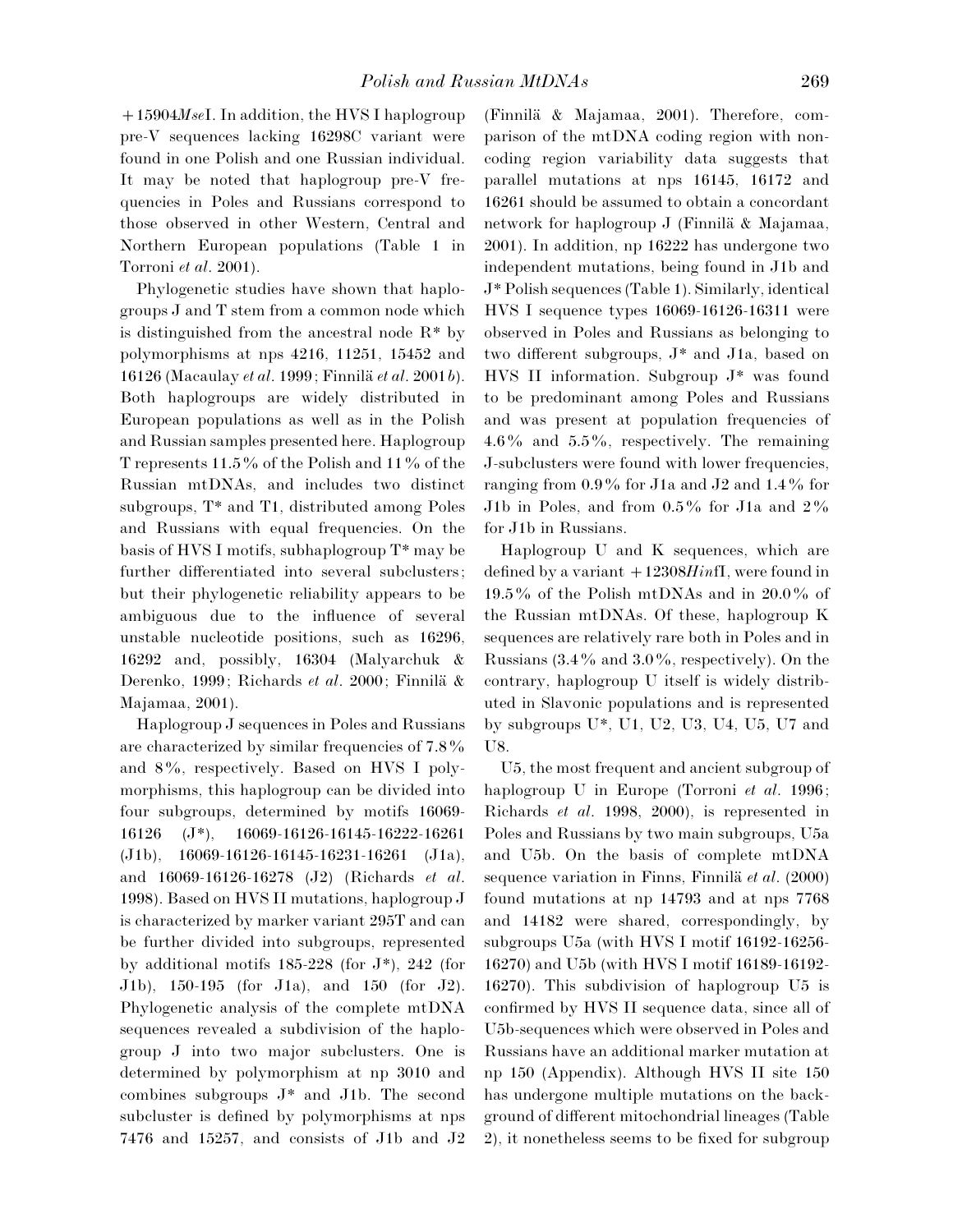+15904*Mse*I. In addition, the HVS I haplogroup pre-V sequences lacking 16298C variant were found in one Polish and one Russian individual. It may be noted that haplogroup pre-V frequencies in Poles and Russians correspond to those observed in other Western, Central and Northern European populations (Table 1 in Torroni *et al*. 2001).

Phylogenetic studies have shown that haplogroups J and T stem from a common node which is distinguished from the ancestral node R* by polymorphisms at nps 4216, 11251, 15452 and 16126 (Macaulay *et al*. 1999; Finnilä *et al*. 2001*b*). Both haplogroups are widely distributed in European populations as well as in the Polish and Russian samples presented here. Haplogroup T represents 11.5% of the Polish and 11% of the Russian mtDNAs, and includes two distinct subgroups, T* and T1, distributed among Poles and Russians with equal frequencies. On the basis of HVS I motifs, subhaplogroup T* may be further differentiated into several subclusters; but their phylogenetic reliability appears to be ambiguous due to the influence of several unstable nucleotide positions, such as 16296, 16292 and, possibly, 16304 (Malyarchuk & Derenko, 1999; Richards *et al*. 2000; Finnilä & Majamaa, 2001).

Haplogroup J sequences in Poles and Russians are characterized by similar frequencies of 7.8% and 8%, respectively. Based on HVS I polymorphisms, this haplogroup can be divided into four subgroups, determined by motifs 16069-16126 (J*), 16069-16126-16145-16222-16261 (J1b), 16069-16126-16145-16231-16261 (J1a), and 16069-16126-16278 (J2) (Richards *et al*. 1998). Based on HVS II mutations, haplogroup J is characterized by marker variant 295T and can be further divided into subgroups, represented by additional motifs 185-228 (for J*), 242 (for J1b), 150-195 (for J1a), and 150 (for J2). Phylogenetic analysis of the complete mtDNA sequences revealed a subdivision of the haplogroup J into two major subclusters. One is determined by polymorphism at np 3010 and combines subgroups J* and J1b. The second subcluster is defined by polymorphisms at nps 7476 and 15257, and consists of J1b and J2 (Finnilä & Majamaa, 2001). Therefore, comparison of the mtDNA coding region with non-coding region variability data suggests that parallel mutations at nps 16145, 16172 and 16261 should be assumed to obtain a concordant network for haplogroup J (Finnilä & Majamaa, 2001). In addition, np 16222 has undergone two independent mutations, being found in J1b and J* Polish sequences (Table 1). Similarly, identical HVS I sequence types 16069-16126-16311 were observed in Poles and Russians as belonging to two different subgroups, J* and J1a, based on HVS II information. Subgroup J* was found to be predominant among Poles and Russians and was present at population frequencies of 4.6% and 5.5%, respectively. The remaining J-subclusters were found with lower frequencies, ranging from 0.9% for J1a and J2 and 1.4% for J1b in Poles, and from 0.5% for J1a and 2% for J1b in Russians.

Haplogroup U and K sequences, which are defined by a variant +12308*Hin*fI, were found in 19.5% of the Polish mtDNAs and in 20.0% of the Russian mtDNAs. Of these, haplogroup K sequences are relatively rare both in Poles and in Russians (3.4% and 3.0%, respectively). On the contrary, haplogroup U itself is widely distributed in Slavonic populations and is represented by subgroups U*, U1, U2, U3, U4, U5, U7 and U8.

U5, the most frequent and ancient subgroup of haplogroup U in Europe (Torroni *et al*. 1996; Richards *et al*. 1998, 2000), is represented in Poles and Russians by two main subgroups, U5a and U5b. On the basis of complete mtDNA sequence variation in Finns, Finnilä *et al*. (2000) found mutations at np 14793 and at nps 7768 and 14182 were shared, correspondingly, by subgroups U5a (with HVS I motif 16192-16256-16270) and U5b (with HVS I motif 16189-16192-16270). This subdivision of haplogroup U5 is confirmed by HVS II sequence data, since all of U5b-sequences which were observed in Poles and Russians have an additional marker mutation at np 150 (Appendix). Although HVS II site 150 has undergone multiple mutations on the background of different mitochondrial lineages (Table 2), it nonetheless seems to be fixed for subgroup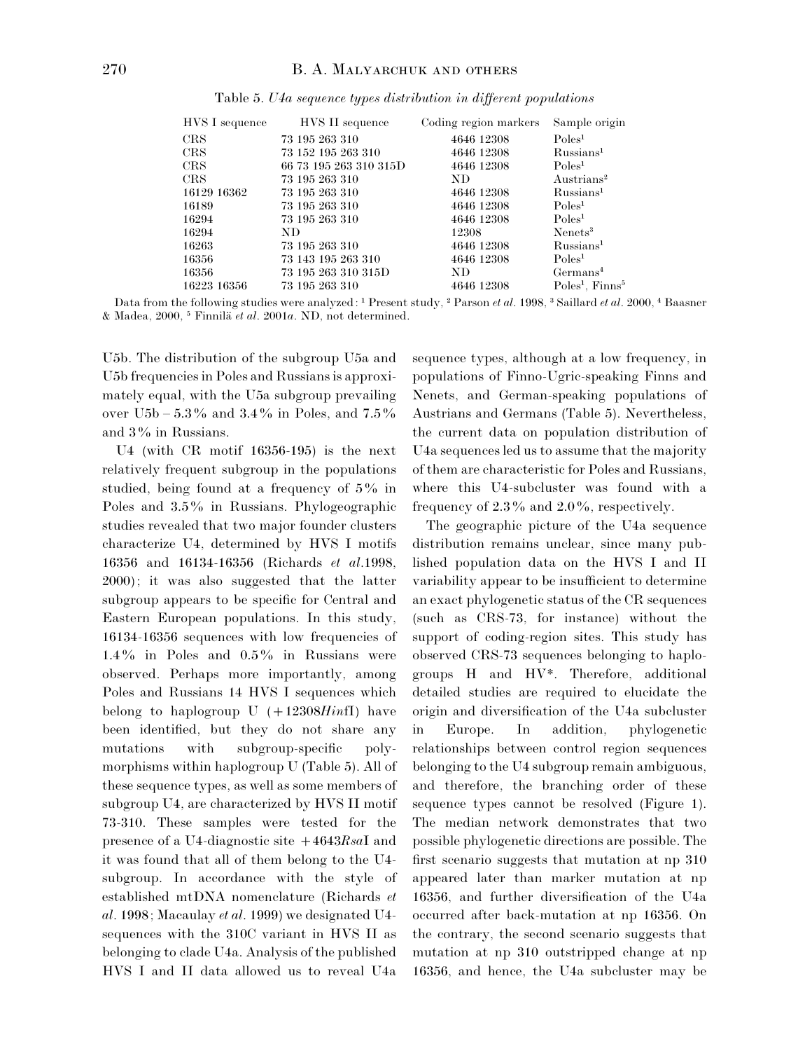Table 5. *U4a sequence types distribution in different populations*

| HVS I sequence | HVS II sequence | Coding region markers | Sample origin |
|---|---|---|---|
| CRS | 73 195 263 310 | 4646 12308 | Poles[1] |
| CRS | 73 152 195 263 310 | 4646 12308 | Russians[1] |
| CRS | 66 73 195 263 310 315D | 4646 12308 | Poles[1] |
| CRS | 73 195 263 310 | ND | Austrians[2] |
| 16129 16362 | 73 195 263 310 | 4646 12308 | Russians[1] |
| 16189 | 73 195 263 310 | 4646 12308 | Poles[1] |
| 16294 | 73 195 263 310 | 4646 12308 | Poles[1] |
| 16294 | ND | 12308 | Nenets[3] |
| 16263 | 73 195 263 310 | 4646 12308 | Russians[1] |
| 16356 | 73 143 195 263 310 | 4646 12308 | Poles[1] |
| 16356 | 73 195 263 310 315D | ND | Germans[4] |
| 16223 16356 | 73 195 263 310 | 4646 12308 | Poles[1], Finns[5] |

Data from the following studies were analyzed: [1] Present study, [2] Parson *et al*. 1998, [3] Saillard *et al*. 2000, [4] Baasner & Madea, 2000, [5] Finnilä *et al*. 2001*a*. ND, not determined.

U5b. The distribution of the subgroup U5a and U5b frequencies in Poles and Russians is approximately equal, with the U5a subgroup prevailing over U5b – 5.3% and 3.4% in Poles, and 7.5% and 3% in Russians.

U4 (with CR motif 16356-195) is the next relatively frequent subgroup in the populations studied, being found at a frequency of 5% in Poles and 3.5% in Russians. Phylogeographic studies revealed that two major founder clusters characterize U4, determined by HVS I motifs 16356 and 16134-16356 (Richards *et al*.1998, 2000); it was also suggested that the latter subgroup appears to be specific for Central and Eastern European populations. In this study, 16134-16356 sequences with low frequencies of 1.4% in Poles and 0.5% in Russians were observed. Perhaps more importantly, among Poles and Russians 14 HVS I sequences which belong to haplogroup U (+12308*Hin*fI) have been identified, but they do not share any mutations with subgroup-specific polymorphisms within haplogroup U (Table 5). All of these sequence types, as well as some members of subgroup U4, are characterized by HVS II motif 73-310. These samples were tested for the presence of a U4-diagnostic site +4643*Rsa*I and it was found that all of them belong to the U4-subgroup. In accordance with the style of established mtDNA nomenclature (Richards *et al*. 1998; Macaulay *et al*. 1999) we designated U4-sequences with the 310C variant in HVS II as belonging to clade U4a. Analysis of the published HVS I and II data allowed us to reveal U4a sequence types, although at a low frequency, in populations of Finno-Ugric-speaking Finns and Nenets, and German-speaking populations of Austrians and Germans (Table 5). Nevertheless, the current data on population distribution of U4a sequences led us to assume that the majority of them are characteristic for Poles and Russians, where this U4-subcluster was found with a frequency of 2.3% and 2.0%, respectively.

The geographic picture of the U4a sequence distribution remains unclear, since many published population data on the HVS I and II variability appear to be insufficient to determine an exact phylogenetic status of the CR sequences (such as CRS-73, for instance) without the support of coding-region sites. This study has observed CRS-73 sequences belonging to haplogroups H and HV*. Therefore, additional detailed studies are required to elucidate the origin and diversification of the U4a subcluster in Europe. In addition, phylogenetic relationships between control region sequences belonging to the U4 subgroup remain ambiguous, and therefore, the branching order of these sequence types cannot be resolved (Figure 1). The median network demonstrates that two possible phylogenetic directions are possible. The first scenario suggests that mutation at np 310 appeared later than marker mutation at np 16356, and further diversification of the U4a occurred after back-mutation at np 16356. On the contrary, the second scenario suggests that mutation at np 310 outstripped change at np 16356, and hence, the U4a subcluster may be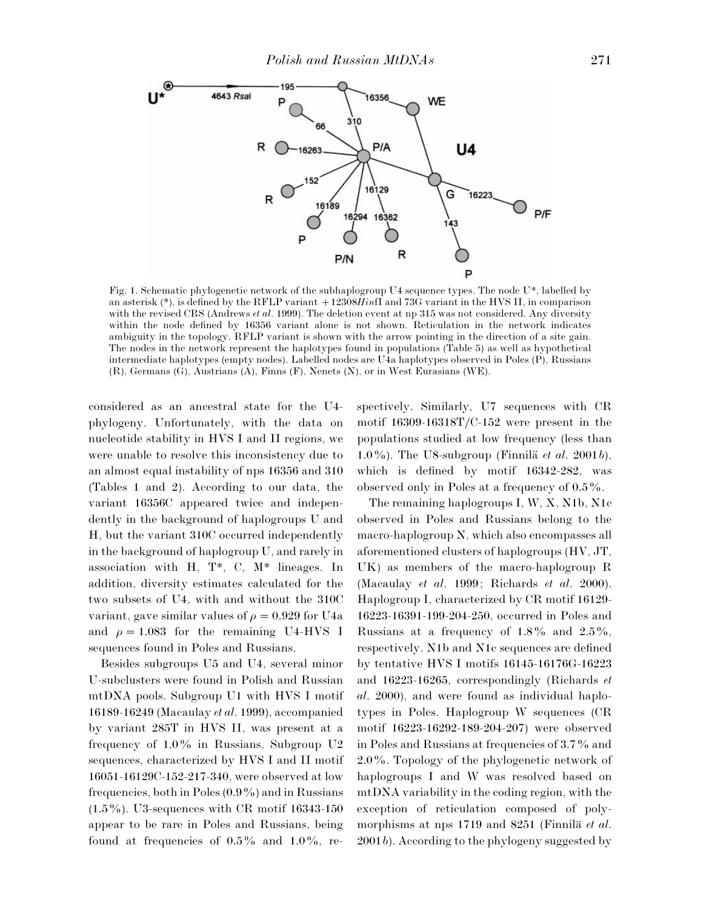Fig. 1. Schematic phylogenetic network of the subhaplogroup U4 sequence types. The node U*, labelled by an asterisk (*), is defined by the RFLP variant +12308*Hin*fI and 73G variant in the HVS II, in comparison with the revised CRS (Andrews *et al.* 1999). The deletion event at np 315 was not considered. Any diversity within the node defined by 16356 variant alone is not shown. Reticulation in the network indicates ambiguity in the topology. RFLP variant is shown with the arrow pointing in the direction of a site gain. The nodes in the network represent the haplotypes found in populations (Table 5) as well as hypothetical intermediate haplotypes (empty nodes). Labelled nodes are U4a haplotypes observed in Poles (P), Russians (R), Germans (G), Austrians (A), Finns (F), Nenets (N), or in West Eurasians (WE).

considered as an ancestral state for the U4-phylogeny. Unfortunately, with the data on nucleotide stability in HVS I and II regions, we were unable to resolve this inconsistency due to an almost equal instability of nps 16356 and 310 (Tables 1 and 2). According to our data, the variant 16356C appeared twice and independently in the background of haplogroups U and H, but the variant 310C occurred independently in the background of haplogroup U, and rarely in association with H, T*, C, M* lineages. In addition, diversity estimates calculated for the two subsets of U4, with and without the 310C variant, gave similar values of $\rho = 0.929$ for U4a and $\rho = 1.083$ for the remaining U4-HVS I sequences found in Poles and Russians.

Besides subgroups U5 and U4, several minor U-subclusters were found in Polish and Russian mtDNA pools. Subgroup U1 with HVS I motif 16189-16249 (Macaulay *et al.* 1999), accompanied by variant 285T in HVS II, was present at a frequency of 1.0% in Russians. Subgroup U2 sequences, characterized by HVS I and II motif 16051-16129C-152-217-340, were observed at low frequencies, both in Poles (0.9%) and in Russians (1.5%). U3-sequences with CR motif 16343-150 appear to be rare in Poles and Russians, being found at frequencies of 0.5% and 1.0%, respectively. Similarly, U7 sequences with CR motif 16309-16318T/C-152 were present in the populations studied at low frequency (less than 1.0%). The U8-subgroup (Finnilä *et al.* 2001*b*), which is defined by motif 16342-282, was observed only in Poles at a frequency of 0.5%.

The remaining haplogroups I, W, X, N1b, N1c observed in Poles and Russians belong to the macro-haplogroup N, which also encompasses all aforementioned clusters of haplogroups (HV, JT, UK) as members of the macro-haplogroup R (Macaulay *et al.* 1999; Richards *et al.* 2000). Haplogroup I, characterized by CR motif 16129-16223-16391-199-204-250, occurred in Poles and Russians at a frequency of 1.8% and 2.5%, respectively. N1b and N1c sequences are defined by tentative HVS I motifs 16145-16176G-16223 and 16223-16265, correspondingly (Richards *et al.* 2000), and were found as individual haplotypes in Poles. Haplogroup W sequences (CR motif 16223-16292-189-204-207) were observed in Poles and Russians at frequencies of 3.7% and 2.0%. Topology of the phylogenetic network of haplogroups I and W was resolved based on mtDNA variability in the coding region, with the exception of reticulation composed of polymorphisms at nps 1719 and 8251 (Finnilä *et al.* 2001*b*). According to the phylogeny suggested by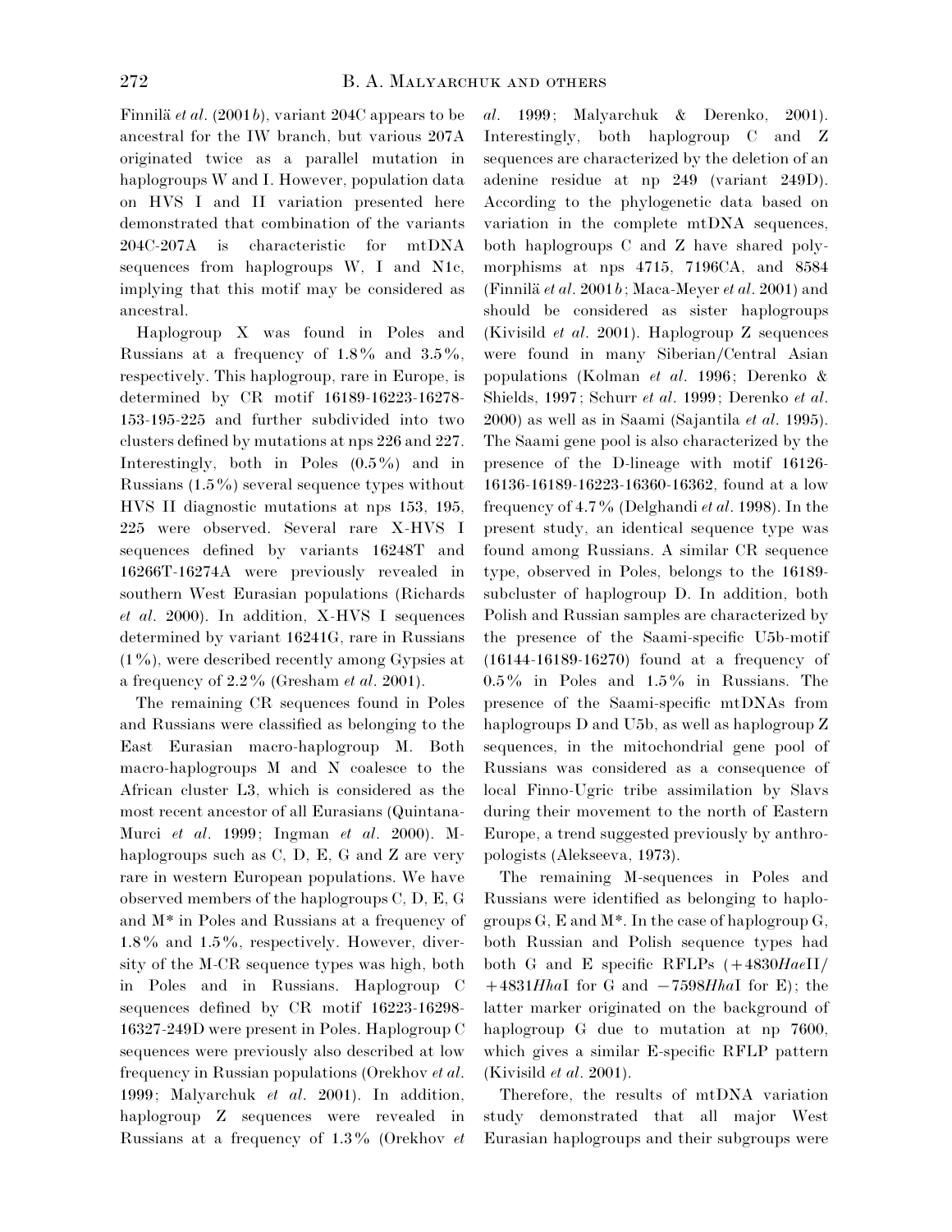Finnilä *et al*. (2001*b*), variant 204C appears to be ancestral for the IW branch, but various 207A originated twice as a parallel mutation in haplogroups W and I. However, population data on HVS I and II variation presented here demonstrated that combination of the variants 204C-207A is characteristic for mtDNA sequences from haplogroups W, I and N1c, implying that this motif may be considered as ancestral.

Haplogroup X was found in Poles and Russians at a frequency of 1.8% and 3.5%, respectively. This haplogroup, rare in Europe, is determined by CR motif 16189-16223-16278-153-195-225 and further subdivided into two clusters defined by mutations at nps 226 and 227. Interestingly, both in Poles (0.5%) and in Russians (1.5%) several sequence types without HVS II diagnostic mutations at nps 153, 195, 225 were observed. Several rare X-HVS I sequences defined by variants 16248T and 16266T-16274A were previously revealed in southern West Eurasian populations (Richards *et al*. 2000). In addition, X-HVS I sequences determined by variant 16241G, rare in Russians (1%), were described recently among Gypsies at a frequency of 2.2% (Gresham *et al*. 2001).

The remaining CR sequences found in Poles and Russians were classified as belonging to the East Eurasian macro-haplogroup M. Both macro-haplogroups M and N coalesce to the African cluster L3, which is considered as the most recent ancestor of all Eurasians (Quintana-Murci *et al*. 1999; Ingman *et al*. 2000). M-haplogroups such as C, D, E, G and Z are very rare in western European populations. We have observed members of the haplogroups C, D, E, G and M* in Poles and Russians at a frequency of 1.8% and 1.5%, respectively. However, diversity of the M-CR sequence types was high, both in Poles and in Russians. Haplogroup C sequences defined by CR motif 16223-16298-16327-249D were present in Poles. Haplogroup C sequences were previously also described at low frequency in Russian populations (Orekhov *et al*. 1999; Malyarchuk *et al*. 2001). In addition, haplogroup Z sequences were revealed in Russians at a frequency of 1.3% (Orekhov *et al*. 1999; Malyarchuk & Derenko, 2001). Interestingly, both haplogroup C and Z sequences are characterized by the deletion of an adenine residue at np 249 (variant 249D). According to the phylogenetic data based on variation in the complete mtDNA sequences, both haplogroups C and Z have shared polymorphisms at nps 4715, 7196CA, and 8584 (Finnilä *et al*. 2001*b*; Maca-Meyer *et al*. 2001) and should be considered as sister haplogroups (Kivisild *et al*. 2001). Haplogroup Z sequences were found in many Siberian/Central Asian populations (Kolman *et al*. 1996; Derenko & Shields, 1997; Schurr *et al*. 1999; Derenko *et al*. 2000) as well as in Saami (Sajantila *et al*. 1995). The Saami gene pool is also characterized by the presence of the D-lineage with motif 16126-16136-16189-16223-16360-16362, found at a low frequency of 4.7% (Delghandi *et al*. 1998). In the present study, an identical sequence type was found among Russians. A similar CR sequence type, observed in Poles, belongs to the 16189-subcluster of haplogroup D. In addition, both Polish and Russian samples are characterized by the presence of the Saami-specific U5b-motif (16144-16189-16270) found at a frequency of 0.5% in Poles and 1.5% in Russians. The presence of the Saami-specific mtDNAs from haplogroups D and U5b, as well as haplogroup Z sequences, in the mitochondrial gene pool of Russians was considered as a consequence of local Finno-Ugric tribe assimilation by Slavs during their movement to the north of Eastern Europe, a trend suggested previously by anthropologists (Alekseeva, 1973).

The remaining M-sequences in Poles and Russians were identified as belonging to haplogroups G, E and M*. In the case of haplogroup G, both Russian and Polish sequence types had both G and E specific RFLPs (+4830*Hae*II/+4831*Hha*I for G and −7598*Hha*I for E); the latter marker originated on the background of haplogroup G due to mutation at np 7600, which gives a similar E-specific RFLP pattern (Kivisild *et al*. 2001).

Therefore, the results of mtDNA variation study demonstrated that all major West Eurasian haplogroups and their subgroups were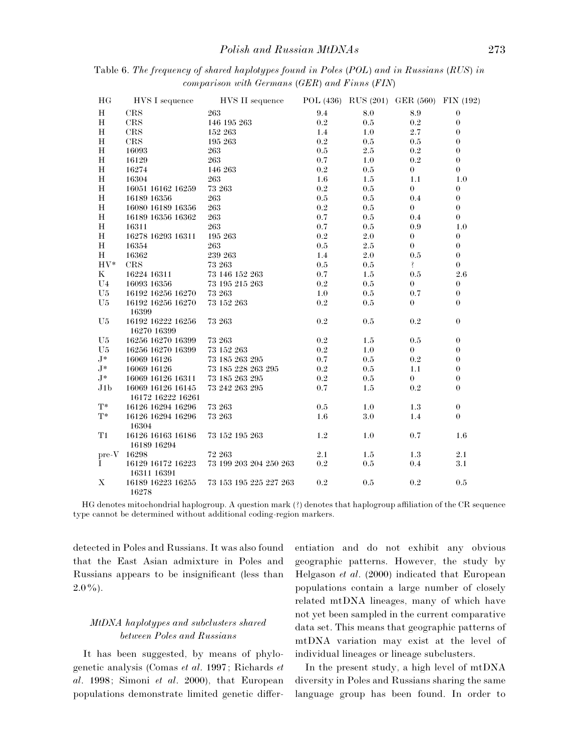Table 6. *The frequency of shared haplotypes found in Poles (POL) and in Russians (RUS) in comparison with Germans (GER) and Finns (FIN)*

| HG | HVS I sequence | HVS II sequence | POL (436) | RUS (201) | GER (560) | FIN (192) |
|---|---|---|---|---|---|---|
| H | CRS | 263 | 9.4 | 8.0 | 8.9 | 0 |
| H | CRS | 146 195 263 | 0.2 | 0.5 | 0.2 | 0 |
| H | CRS | 152 263 | 1.4 | 1.0 | 2.7 | 0 |
| H | CRS | 195 263 | 0.2 | 0.5 | 0.5 | 0 |
| H | 16093 | 263 | 0.5 | 2.5 | 0.2 | 0 |
| H | 16129 | 263 | 0.7 | 1.0 | 0.2 | 0 |
| H | 16274 | 146 263 | 0.2 | 0.5 | 0 | 0 |
| H | 16304 | 263 | 1.6 | 1.5 | 1.1 | 1.0 |
| H | 16051 16162 16259 | 73 263 | 0.2 | 0.5 | 0 | 0 |
| H | 16189 16356 | 263 | 0.5 | 0.5 | 0.4 | 0 |
| H | 16080 16189 16356 | 263 | 0.2 | 0.5 | 0 | 0 |
| H | 16189 16356 16362 | 263 | 0.7 | 0.5 | 0.4 | 0 |
| H | 16311 | 263 | 0.7 | 0.5 | 0.9 | 1.0 |
| H | 16278 16293 16311 | 195 263 | 0.2 | 2.0 | 0 | 0 |
| H | 16354 | 263 | 0.5 | 2.5 | 0 | 0 |
| H | 16362 | 239 263 | 1.4 | 2.0 | 0.5 | 0 |
| HV* | CRS | 73 263 | 0.5 | 0.5 | ? | 0 |
| K | 16224 16311 | 73 146 152 263 | 0.7 | 1.5 | 0.5 | 2.6 |
| U4 | 16093 16356 | 73 195 215 263 | 0.2 | 0.5 | 0 | 0 |
| U5 | 16192 16256 16270 | 73 263 | 1.0 | 0.5 | 0.7 | 0 |
| U5 | 16192 16256 16270 16399 | 73 152 263 | 0.2 | 0.5 | 0 | 0 |
| U5 | 16192 16222 16256 16270 16399 | 73 263 | 0.2 | 0.5 | 0.2 | 0 |
| U5 | 16256 16270 16399 | 73 263 | 0.2 | 1.5 | 0.5 | 0 |
| U5 | 16256 16270 16399 | 73 152 263 | 0.2 | 1.0 | 0 | 0 |
| J* | 16069 16126 | 73 185 263 295 | 0.7 | 0.5 | 0.2 | 0 |
| J* | 16069 16126 | 73 185 228 263 295 | 0.2 | 0.5 | 1.1 | 0 |
| J* | 16069 16126 16311 | 73 185 263 295 | 0.2 | 0.5 | 0 | 0 |
| J1b | 16069 16126 16145 16172 16222 16261 | 73 242 263 295 | 0.7 | 1.5 | 0.2 | 0 |
| T* | 16126 16294 16296 | 73 263 | 0.5 | 1.0 | 1.3 | 0 |
| T* | 16126 16294 16296 16304 | 73 263 | 1.6 | 3.0 | 1.4 | 0 |
| T1 | 16126 16163 16186 16189 16294 | 73 152 195 263 | 1.2 | 1.0 | 0.7 | 1.6 |
| pre-V | 16298 | 72 263 | 2.1 | 1.5 | 1.3 | 2.1 |
| I | 16129 16172 16223 16311 16391 | 73 199 203 204 250 263 | 0.2 | 0.5 | 0.4 | 3.1 |
| X | 16189 16223 16255 16278 | 73 153 195 225 227 263 | 0.2 | 0.5 | 0.2 | 0.5 |

HG denotes mitochondrial haplogroup. A question mark (?) denotes that haplogroup affiliation of the CR sequence type cannot be determined without additional coding-region markers.

detected in Poles and Russians. It was also found that the East Asian admixture in Poles and Russians appears to be insignificant (less than 2.0%).

### *MtDNA haplotypes and subclusters shared between Poles and Russians*

It has been suggested, by means of phylogenetic analysis (Comas *et al*. 1997; Richards *et al*. 1998; Simoni *et al*. 2000), that European populations demonstrate limited genetic differentiation and do not exhibit any obvious geographic patterns. However, the study by Helgason *et al*. (2000) indicated that European populations contain a large number of closely related mtDNA lineages, many of which have not yet been sampled in the current comparative data set. This means that geographic patterns of mtDNA variation may exist at the level of individual lineages or lineage subclusters.

In the present study, a high level of mtDNA diversity in Poles and Russians sharing the same language group has been found. In order to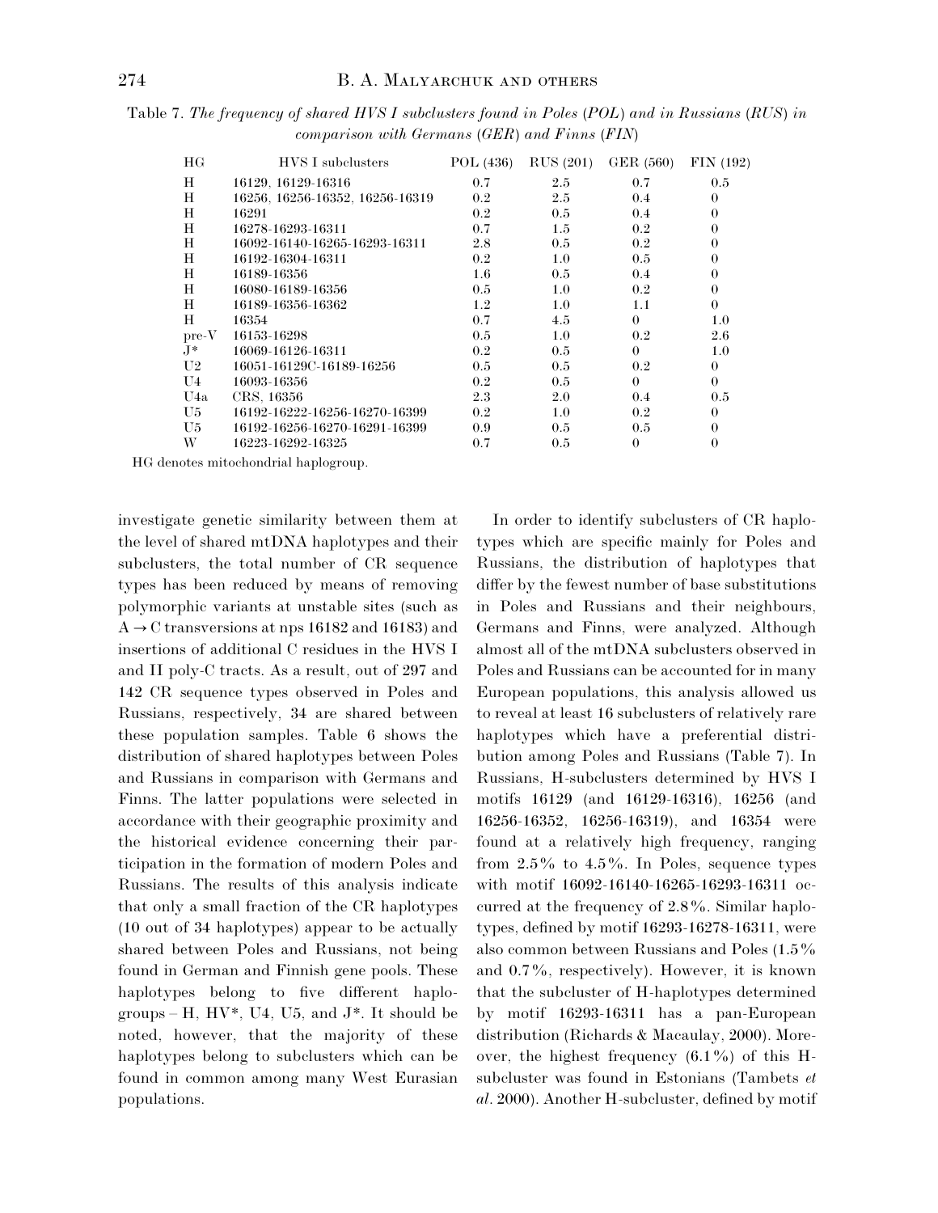Table 7. *The frequency of shared HVS I subclusters found in Poles (POL) and in Russians (RUS) in comparison with Germans (GER) and Finns (FIN)*

| HG | HVS I subclusters | POL (436) | RUS (201) | GER (560) | FIN (192) |
|---|---|---|---|---|---|
| H | 16129, 16129-16316 | 0.7 | 2.5 | 0.7 | 0.5 |
| H | 16256, 16256-16352, 16256-16319 | 0.2 | 2.5 | 0.4 | 0 |
| H | 16291 | 0.2 | 0.5 | 0.4 | 0 |
| H | 16278-16293-16311 | 0.7 | 1.5 | 0.2 | 0 |
| H | 16092-16140-16265-16293-16311 | 2.8 | 0.5 | 0.2 | 0 |
| H | 16192-16304-16311 | 0.2 | 1.0 | 0.5 | 0 |
| H | 16189-16356 | 1.6 | 0.5 | 0.4 | 0 |
| H | 16080-16189-16356 | 0.5 | 1.0 | 0.2 | 0 |
| H | 16189-16356-16362 | 1.2 | 1.0 | 1.1 | 0 |
| H | 16354 | 0.7 | 4.5 | 0 | 1.0 |
| pre-V | 16153-16298 | 0.5 | 1.0 | 0.2 | 2.6 |
| J* | 16069-16126-16311 | 0.2 | 0.5 | 0 | 1.0 |
| U2 | 16051-16129C-16189-16256 | 0.5 | 0.5 | 0.2 | 0 |
| U4 | 16093-16356 | 0.2 | 0.5 | 0 | 0 |
| U4a | CRS, 16356 | 2.3 | 2.0 | 0.4 | 0.5 |
| U5 | 16192-16222-16256-16270-16399 | 0.2 | 1.0 | 0.2 | 0 |
| U5 | 16192-16256-16270-16291-16399 | 0.9 | 0.5 | 0.5 | 0 |
| W | 16223-16292-16325 | 0.7 | 0.5 | 0 | 0 |

HG denotes mitochondrial haplogroup.

investigate genetic similarity between them at the level of shared mtDNA haplotypes and their subclusters, the total number of CR sequence types has been reduced by means of removing polymorphic variants at unstable sites (such as A → C transversions at nps 16182 and 16183) and insertions of additional C residues in the HVS I and II poly-C tracts. As a result, out of 297 and 142 CR sequence types observed in Poles and Russians, respectively, 34 are shared between these population samples. Table 6 shows the distribution of shared haplotypes between Poles and Russians in comparison with Germans and Finns. The latter populations were selected in accordance with their geographic proximity and the historical evidence concerning their participation in the formation of modern Poles and Russians. The results of this analysis indicate that only a small fraction of the CR haplotypes (10 out of 34 haplotypes) appear to be actually shared between Poles and Russians, not being found in German and Finnish gene pools. These haplotypes belong to five different haplogroups – H, HV*, U4, U5, and J*. It should be noted, however, that the majority of these haplotypes belong to subclusters which can be found in common among many West Eurasian populations.

In order to identify subclusters of CR haplotypes which are specific mainly for Poles and Russians, the distribution of haplotypes that differ by the fewest number of base substitutions in Poles and Russians and their neighbours, Germans and Finns, were analyzed. Although almost all of the mtDNA subclusters observed in Poles and Russians can be accounted for in many European populations, this analysis allowed us to reveal at least 16 subclusters of relatively rare haplotypes which have a preferential distribution among Poles and Russians (Table 7). In Russians, H-subclusters determined by HVS I motifs 16129 (and 16129-16316), 16256 (and 16256-16352, 16256-16319), and 16354 were found at a relatively high frequency, ranging from 2.5% to 4.5%. In Poles, sequence types with motif 16092-16140-16265-16293-16311 occurred at the frequency of 2.8%. Similar haplotypes, defined by motif 16293-16278-16311, were also common between Russians and Poles (1.5% and 0.7%, respectively). However, it is known that the subcluster of H-haplotypes determined by motif 16293-16311 has a pan-European distribution (Richards & Macaulay, 2000). Moreover, the highest frequency (6.1%) of this H-subcluster was found in Estonians (Tambets *et al*. 2000). Another H-subcluster, defined by motif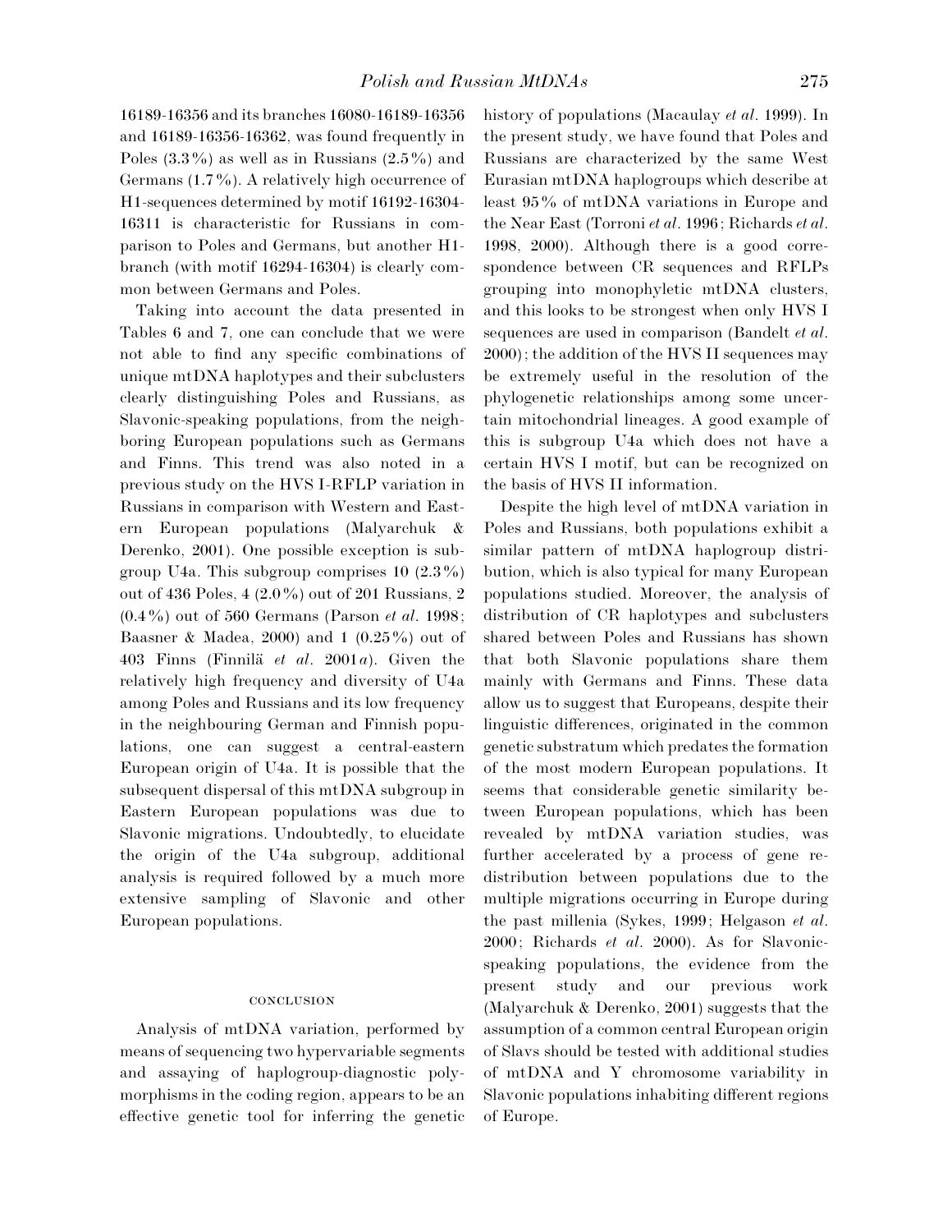16189-16356 and its branches 16080-16189-16356 and 16189-16356-16362, was found frequently in Poles (3.3%) as well as in Russians (2.5%) and Germans (1.7%). A relatively high occurrence of H1-sequences determined by motif 16192-16304-16311 is characteristic for Russians in comparison to Poles and Germans, but another H1-branch (with motif 16294-16304) is clearly common between Germans and Poles.

Taking into account the data presented in Tables 6 and 7, one can conclude that we were not able to find any specific combinations of unique mtDNA haplotypes and their subclusters clearly distinguishing Poles and Russians, as Slavonic-speaking populations, from the neighboring European populations such as Germans and Finns. This trend was also noted in a previous study on the HVS I-RFLP variation in Russians in comparison with Western and Eastern European populations (Malyarchuk & Derenko, 2001). One possible exception is subgroup U4a. This subgroup comprises 10 (2.3%) out of 436 Poles, 4 (2.0%) out of 201 Russians, 2 (0.4%) out of 560 Germans (Parson *et al.* 1998; Baasner & Madea, 2000) and 1 (0.25%) out of 403 Finns (Finnilä *et al.* 2001*a*). Given the relatively high frequency and diversity of U4a among Poles and Russians and its low frequency in the neighbouring German and Finnish populations, one can suggest a central-eastern European origin of U4a. It is possible that the subsequent dispersal of this mtDNA subgroup in Eastern European populations was due to Slavonic migrations. Undoubtedly, to elucidate the origin of the U4a subgroup, additional analysis is required followed by a much more extensive sampling of Slavonic and other European populations.

## CONCLUSION

Analysis of mtDNA variation, performed by means of sequencing two hypervariable segments and assaying of haplogroup-diagnostic polymorphisms in the coding region, appears to be an effective genetic tool for inferring the genetic history of populations (Macaulay *et al.* 1999). In the present study, we have found that Poles and Russians are characterized by the same West Eurasian mtDNA haplogroups which describe at least 95% of mtDNA variations in Europe and the Near East (Torroni *et al.* 1996; Richards *et al.* 1998, 2000). Although there is a good correspondence between CR sequences and RFLPs grouping into monophyletic mtDNA clusters, and this looks to be strongest when only HVS I sequences are used in comparison (Bandelt *et al.* 2000); the addition of the HVS II sequences may be extremely useful in the resolution of the phylogenetic relationships among some uncertain mitochondrial lineages. A good example of this is subgroup U4a which does not have a certain HVS I motif, but can be recognized on the basis of HVS II information.

Despite the high level of mtDNA variation in Poles and Russians, both populations exhibit a similar pattern of mtDNA haplogroup distribution, which is also typical for many European populations studied. Moreover, the analysis of distribution of CR haplotypes and subclusters shared between Poles and Russians has shown that both Slavonic populations share them mainly with Germans and Finns. These data allow us to suggest that Europeans, despite their linguistic differences, originated in the common genetic substratum which predates the formation of the most modern European populations. It seems that considerable genetic similarity between European populations, which has been revealed by mtDNA variation studies, was further accelerated by a process of gene redistribution between populations due to the multiple migrations occurring in Europe during the past millenia (Sykes, 1999; Helgason *et al.* 2000; Richards *et al.* 2000). As for Slavonic-speaking populations, the evidence from the present study and our previous work (Malyarchuk & Derenko, 2001) suggests that the assumption of a common central European origin of Slavs should be tested with additional studies of mtDNA and Y chromosome variability in Slavonic populations inhabiting different regions of Europe.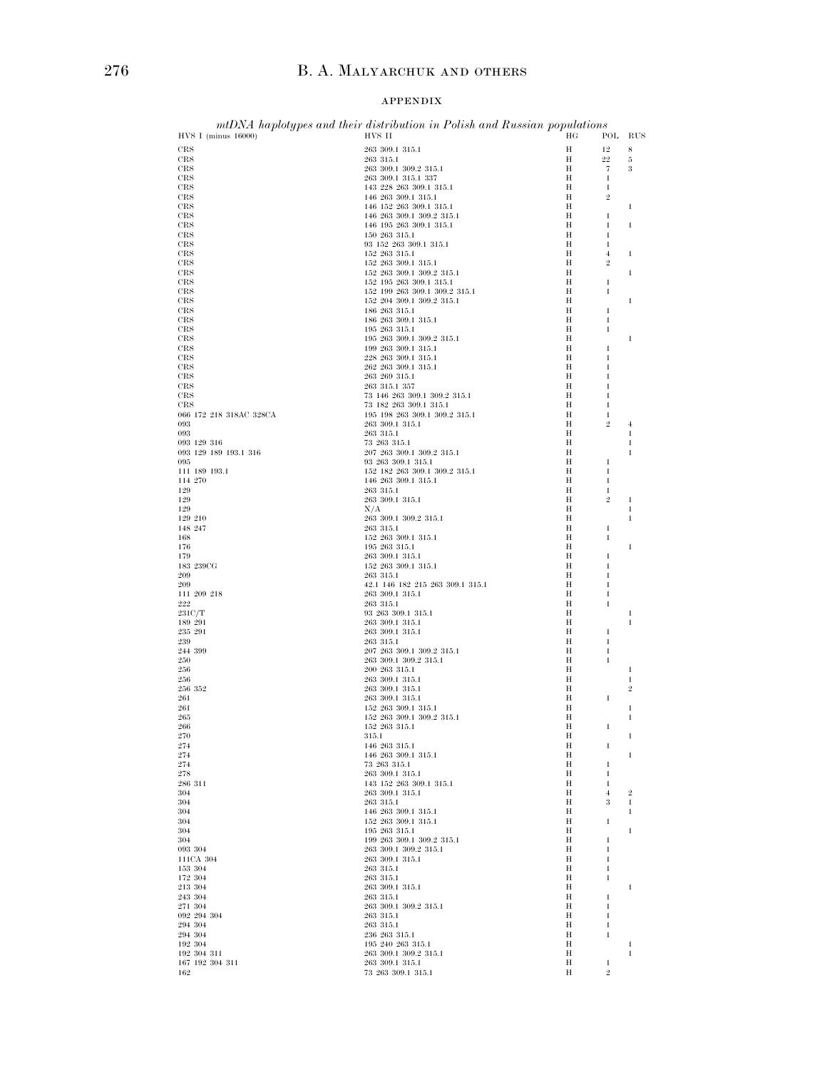## APPENDIX

*mtDNA haplotypes and their distribution in Polish and Russian populations*

| HVS I (minus 16000) | HVS II | HG | POL | RUS |
|---|---|---|---|---|
| CRS | 263 309.1 315.1 | H | 12 | 8 |
| CRS | 263 315.1 | H | 22 | 5 |
| CRS | 263 309.1 309.2 315.1 | H | 7 | 3 |
| CRS | 263 309.1 315.1 337 | H | 1 | |
| CRS | 143 228 263 309.1 315.1 | H | 1 | |
| CRS | 146 263 309.1 315.1 | H | 2 | |
| CRS | 146 152 263 309.1 315.1 | H | | 1 |
| CRS | 146 263 309.1 309.2 315.1 | H | 1 | |
| CRS | 146 195 263 309.1 315.1 | H | 1 | 1 |
| CRS | 150 263 315.1 | H | 1 | |
| CRS | 93 152 263 309.1 315.1 | H | 1 | |
| CRS | 152 263 315.1 | H | 4 | 1 |
| CRS | 152 263 309.1 315.1 | H | 2 | |
| CRS | 152 263 309.1 309.2 315.1 | H | | 1 |
| CRS | 152 195 263 309.1 315.1 | H | 1 | |
| CRS | 152 199 263 309.1 309.2 315.1 | H | 1 | |
| CRS | 152 204 309.1 309.2 315.1 | H | | 1 |
| CRS | 186 263 315.1 | H | 1 | |
| CRS | 186 263 309.1 315.1 | H | 1 | |
| CRS | 195 263 315.1 | H | 1 | |
| CRS | 195 263 309.1 309.2 315.1 | H | | 1 |
| CRS | 199 263 309.1 315.1 | H | 1 | |
| CRS | 228 263 309.1 315.1 | H | 1 | |
| CRS | 262 263 309.1 315.1 | H | 1 | |
| CRS | 263 269 315.1 | H | 1 | |
| CRS | 263 315.1 357 | H | 1 | |
| CRS | 73 146 263 309.1 309.2 315.1 | H | 1 | |
| CRS | 73 182 263 309.1 315.1 | H | 1 | |
| 066 172 218 318AC 328CA | 195 198 263 309.1 309.2 315.1 | H | 1 | |
| 093 | 263 309.1 315.1 | H | 2 | 4 |
| 093 | 263 315.1 | H | | 1 |
| 093 129 316 | 73 263 315.1 | H | | 1 |
| 093 129 189 193.1 316 | 207 263 309.1 309.2 315.1 | H | | 1 |
| 095 | 93 263 309.1 315.1 | H | 1 | |
| 111 189 193.1 | 152 182 263 309.1 309.2 315.1 | H | 1 | |
| 114 270 | 146 263 309.1 315.1 | H | 1 | |
| 129 | 263 315.1 | H | 1 | |
| 129 | 263 309.1 315.1 | H | 2 | 1 |
| 129 | N/A | H | | 1 |
| 129 210 | 263 309.1 309.2 315.1 | H | | 1 |
| 148 247 | 263 315.1 | H | 1 | |
| 168 | 152 263 309.1 315.1 | H | 1 | |
| 176 | 195 263 315.1 | H | | 1 |
| 179 | 263 309.1 315.1 | H | 1 | |
| 183 239CG | 152 263 309.1 315.1 | H | 1 | |
| 209 | 263 315.1 | H | 1 | |
| 209 | 42.1 146 182 215 263 309.1 315.1 | H | 1 | |
| 111 209 218 | 263 309.1 315.1 | H | 1 | |
| 222 | 263 315.1 | H | 1 | |
| 231C/T | 93 263 309.1 315.1 | H | | 1 |
| 189 291 | 263 309.1 315.1 | H | | 1 |
| 235 291 | 263 309.1 315.1 | H | 1 | |
| 239 | 263 315.1 | H | 1 | |
| 244 399 | 207 263 309.1 309.2 315.1 | H | 1 | |
| 250 | 263 309.1 309.2 315.1 | H | 1 | |
| 256 | 200 263 315.1 | H | | 1 |
| 256 | 263 309.1 315.1 | H | | 1 |
| 256 352 | 263 309.1 315.1 | H | | 2 |
| 261 | 263 309.1 315.1 | H | 1 | |
| 261 | 152 263 309.1 315.1 | H | | 1 |
| 265 | 152 263 309.1 309.2 315.1 | H | | 1 |
| 266 | 152 263 315.1 | H | 1 | |
| 270 | 315.1 | H | | 1 |
| 274 | 146 263 315.1 | H | 1 | |
| 274 | 146 263 309.1 315.1 | H | | 1 |
| 274 | 73 263 315.1 | H | 1 | |
| 278 | 263 309.1 315.1 | H | 1 | |
| 286 311 | 143 152 263 309.1 315.1 | H | 1 | |
| 304 | 263 309.1 315.1 | H | 4 | 2 |
| 304 | 263 315.1 | H | 3 | 1 |
| 304 | 146 263 309.1 315.1 | H | | 1 |
| 304 | 152 263 309.1 315.1 | H | 1 | |
| 304 | 195 263 315.1 | H | | 1 |
| 304 | 199 263 309.1 309.2 315.1 | H | 1 | |
| 093 304 | 263 309.1 309.2 315.1 | H | 1 | |
| 111CA 304 | 263 309.1 315.1 | H | 1 | |
| 153 304 | 263 315.1 | H | 1 | |
| 172 304 | 263 315.1 | H | 1 | |
| 213 304 | 263 309.1 315.1 | H | | 1 |
| 243 304 | 263 315.1 | H | 1 | |
| 271 304 | 263 309.1 309.2 315.1 | H | 1 | |
| 092 294 304 | 263 315.1 | H | 1 | |
| 294 304 | 263 315.1 | H | 1 | |
| 294 304 | 236 263 315.1 | H | 1 | |
| 192 304 | 195 240 263 315.1 | H | | 1 |
| 192 304 311 | 263 309.1 309.2 315.1 | H | | 1 |
| 167 192 304 311 | 263 309.1 315.1 | H | 1 | |
| 162 | 73 263 309.1 315.1 | H | 2 | |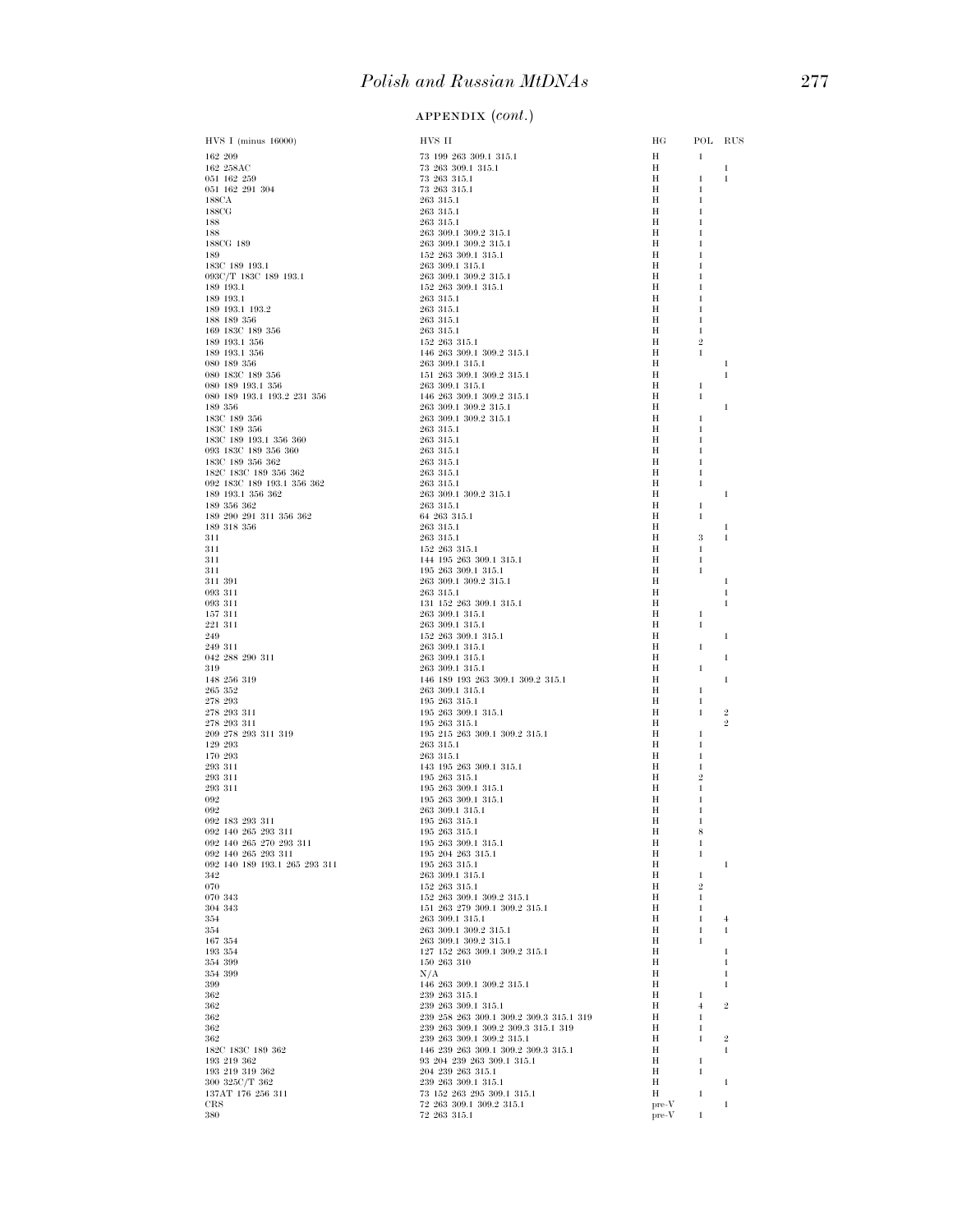## APPENDIX (*cont.*)

| HVS I (minus 16000) | HVS II | HG | POL | RUS |
|---|---|---|---|---|
| 162 209 | 73 199 263 309.1 315.1 | H | 1 | |
| 162 258AC | 73 263 309.1 315.1 | H | | 1 |
| 051 162 259 | 73 263 315.1 | H | 1 | 1 |
| 051 162 291 304 | 73 263 315.1 | H | 1 | |
| 188CA | 263 315.1 | H | 1 | |
| 188CG | 263 315.1 | H | 1 | |
| 188 | 263 315.1 | H | 1 | |
| 188 | 263 309.1 309.2 315.1 | H | 1 | |
| 188CG 189 | 263 309.1 309.2 315.1 | H | 1 | |
| 189 | 152 263 309.1 315.1 | H | 1 | |
| 183C 189 193.1 | 263 309.1 315.1 | H | 1 | |
| 093C/T 183C 189 193.1 | 263 309.1 309.2 315.1 | H | 1 | |
| 189 193.1 | 152 263 309.1 315.1 | H | 1 | |
| 189 193.1 | 263 315.1 | H | 1 | |
| 189 193.1 193.2 | 263 315.1 | H | 1 | |
| 188 189 356 | 263 315.1 | H | 1 | |
| 169 183C 189 356 | 263 315.1 | H | 1 | |
| 189 193.1 356 | 152 263 315.1 | H | 2 | |
| 189 193.1 356 | 146 263 309.1 309.2 315.1 | H | 1 | |
| 080 189 356 | 263 309.1 315.1 | H | | 1 |
| 080 183C 189 356 | 151 263 309.1 309.2 315.1 | H | | 1 |
| 080 189 193.1 356 | 263 309.1 315.1 | H | 1 | |
| 080 189 193.1 193.2 231 356 | 146 263 309.1 309.2 315.1 | H | 1 | |
| 189 356 | 263 309.1 309.2 315.1 | H | | 1 |
| 183C 189 356 | 263 309.1 309.2 315.1 | H | 1 | |
| 183C 189 356 | 263 315.1 | H | 1 | |
| 183C 189 193.1 356 360 | 263 315.1 | H | 1 | |
| 093 183C 189 356 360 | 263 315.1 | H | 1 | |
| 183C 189 356 362 | 263 315.1 | H | 1 | |
| 182C 183C 189 356 362 | 263 315.1 | H | 1 | |
| 092 183C 189 193.1 356 362 | 263 315.1 | H | 1 | |
| 189 193.1 356 362 | 263 309.1 309.2 315.1 | H | | 1 |
| 189 356 362 | 263 315.1 | H | 1 | |
| 189 290 291 311 356 362 | 64 263 315.1 | H | 1 | |
| 189 318 356 | 263 315.1 | H | | 1 |
| 311 | 263 315.1 | H | 3 | 1 |
| 311 | 152 263 315.1 | H | 1 | |
| 311 | 144 195 263 309.1 315.1 | H | 1 | |
| 311 | 195 263 309.1 315.1 | H | 1 | |
| 311 391 | 263 309.1 309.2 315.1 | H | | 1 |
| 093 311 | 263 315.1 | H | | 1 |
| 093 311 | 131 152 263 309.1 315.1 | H | | 1 |
| 157 311 | 263 309.1 315.1 | H | 1 | |
| 221 311 | 263 309.1 315.1 | H | 1 | |
| 249 | 152 263 309.1 315.1 | H | | 1 |
| 249 311 | 263 309.1 315.1 | H | 1 | |
| 042 288 290 311 | 263 309.1 315.1 | H | | 1 |
| 319 | 263 309.1 315.1 | H | 1 | |
| 148 256 319 | 146 189 193 263 309.1 309.2 315.1 | H | | 1 |
| 265 352 | 263 309.1 315.1 | H | 1 | |
| 278 293 | 195 263 315.1 | H | 1 | |
| 278 293 311 | 195 263 309.1 315.1 | H | 1 | 2 |
| 278 293 311 | 195 263 315.1 | H | | 2 |
| 209 278 293 311 319 | 195 215 263 309.1 309.2 315.1 | H | 1 | |
| 129 293 | 263 315.1 | H | 1 | |
| 170 293 | 263 315.1 | H | 1 | |
| 293 311 | 143 195 263 309.1 315.1 | H | 1 | |
| 293 311 | 195 263 315.1 | H | 2 | |
| 293 311 | 195 263 309.1 315.1 | H | 1 | |
| 092 | 195 263 309.1 315.1 | H | 1 | |
| 092 | 263 309.1 315.1 | H | 1 | |
| 092 183 293 311 | 195 263 315.1 | H | 1 | |
| 092 140 265 293 311 | 195 263 315.1 | H | 8 | |
| 092 140 265 270 293 311 | 195 263 309.1 315.1 | H | 1 | |
| 092 140 265 293 311 | 195 204 263 315.1 | H | 1 | |
| 092 140 189 193.1 265 293 311 | 195 263 315.1 | H | | 1 |
| 342 | 263 309.1 315.1 | H | 1 | |
| 070 | 152 263 315.1 | H | 2 | |
| 070 343 | 152 263 309.1 309.2 315.1 | H | 1 | |
| 304 343 | 151 263 279 309.1 309.2 315.1 | H | 1 | |
| 354 | 263 309.1 315.1 | H | 1 | 4 |
| 354 | 263 309.1 309.2 315.1 | H | 1 | 1 |
| 167 354 | 263 309.1 309.2 315.1 | H | 1 | |
| 193 354 | 127 152 263 309.1 309.2 315.1 | H | | 1 |
| 354 399 | 150 263 310 | H | | 1 |
| 354 399 | N/A | H | | 1 |
| 399 | 146 263 309.1 309.2 315.1 | H | | 1 |
| 362 | 239 263 315.1 | H | 1 | |
| 362 | 239 263 309.1 315.1 | H | 4 | 2 |
| 362 | 239 258 263 309.1 309.2 309.3 315.1 319 | H | 1 | |
| 362 | 239 263 309.1 309.2 309.3 315.1 319 | H | 1 | |
| 362 | 239 263 309.1 309.2 315.1 | H | 1 | 2 |
| 182C 183C 189 362 | 146 239 263 309.1 309.2 309.3 315.1 | H | | 1 |
| 193 219 362 | 93 204 239 263 309.1 315.1 | H | 1 | |
| 193 219 319 362 | 204 239 263 315.1 | H | 1 | |
| 300 325C/T 362 | 239 263 309.1 315.1 | H | | 1 |
| 137AT 176 256 311 | 73 152 263 295 309.1 315.1 | H | 1 | |
| CRS | 72 263 309.1 309.2 315.1 | pre-V | | 1 |
| 380 | 72 263 315.1 | pre-V | 1 | |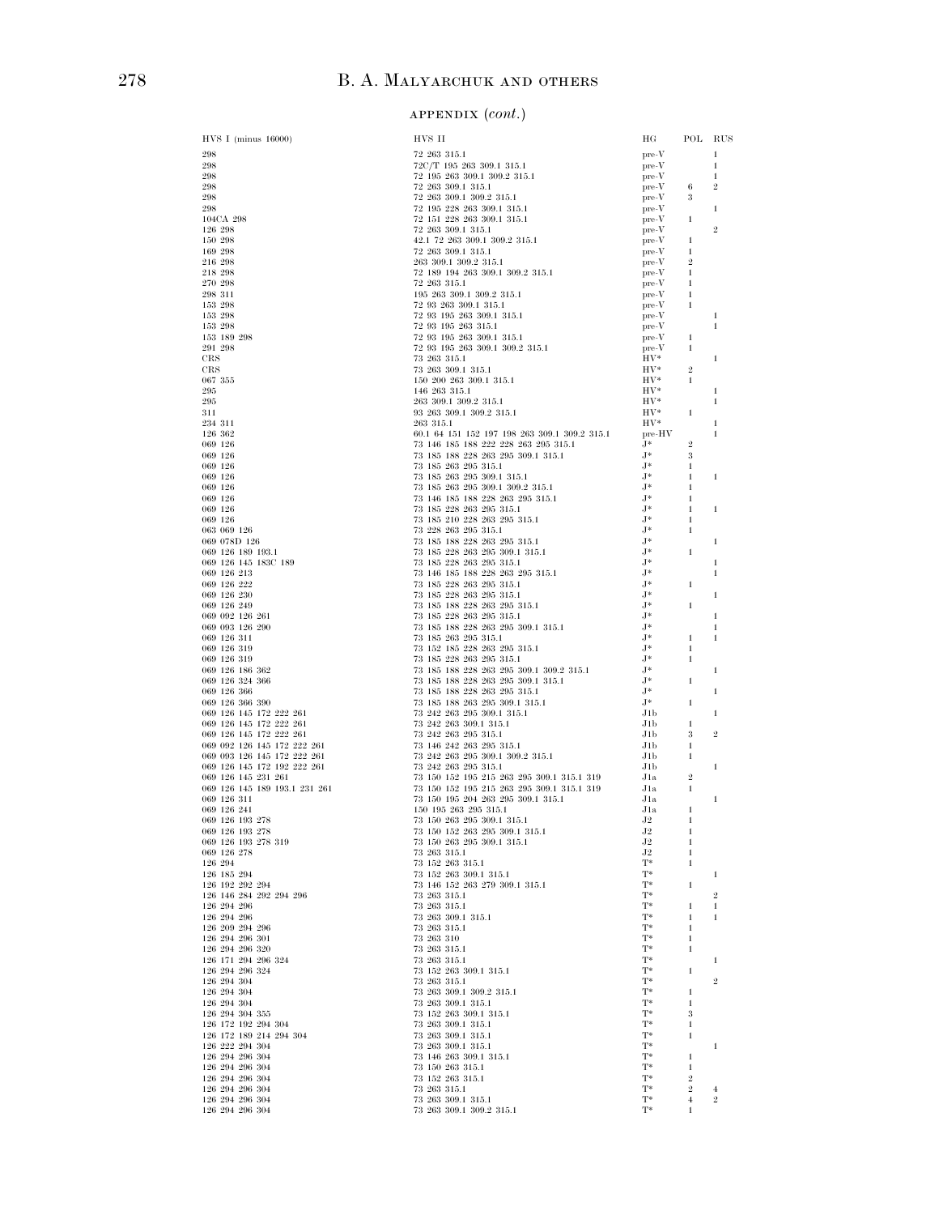APPENDIX (*cont.*)

| HVS I (minus 16000) | HVS II | HG | POL | RUS |
|---|---|---|---|---|
| 298 | 72 263 315.1 | pre-V | | 1 |
| 298 | 72C/T 195 263 309.1 315.1 | pre-V | | 1 |
| 298 | 72 195 263 309.1 309.2 315.1 | pre-V | | 1 |
| 298 | 72 263 309.1 315.1 | pre-V | 6 | 2 |
| 298 | 72 263 309.1 309.2 315.1 | pre-V | 3 | |
| 298 | 72 195 228 263 309.1 315.1 | pre-V | | 1 |
| 104CA 298 | 72 151 228 263 309.1 315.1 | pre-V | 1 | |
| 126 298 | 72 263 309.1 315.1 | pre-V | | 2 |
| 150 298 | 42.1 72 263 309.1 309.2 315.1 | pre-V | 1 | |
| 169 298 | 72 263 309.1 315.1 | pre-V | 1 | |
| 216 298 | 263 309.1 309.2 315.1 | pre-V | 2 | |
| 218 298 | 72 189 194 263 309.1 309.2 315.1 | pre-V | 1 | |
| 270 298 | 72 263 315.1 | pre-V | 1 | |
| 298 311 | 195 263 309.1 309.2 315.1 | pre-V | 1 | |
| 153 298 | 72 93 263 309.1 315.1 | pre-V | 1 | |
| 153 298 | 72 93 195 263 309.1 315.1 | pre-V | | 1 |
| 153 298 | 72 93 195 263 315.1 | pre-V | | 1 |
| 153 189 298 | 72 93 195 263 309.1 315.1 | pre-V | 1 | |
| 291 298 | 72 93 195 263 309.1 309.2 315.1 | pre-V | 1 | |
| CRS | 73 263 315.1 | HV* | | 1 |
| CRS | 73 263 309.1 315.1 | HV* | 2 | |
| 067 355 | 150 200 263 309.1 315.1 | HV* | 1 | |
| 295 | 146 263 315.1 | HV* | | 1 |
| 295 | 263 309.1 309.2 315.1 | HV* | | 1 |
| 311 | 93 263 309.1 309.2 315.1 | HV* | 1 | |
| 234 311 | 263 315.1 | HV* | | 1 |
| 126 362 | 60.1 64 151 152 197 198 263 309.1 309.2 315.1 | pre-HV | | 1 |
| 069 126 | 73 146 185 188 222 228 263 295 315.1 | J* | 2 | |
| 069 126 | 73 185 188 228 263 295 309.1 315.1 | J* | 3 | |
| 069 126 | 73 185 263 295 315.1 | J* | 1 | |
| 069 126 | 73 185 263 295 309.1 315.1 | J* | 1 | 1 |
| 069 126 | 73 185 263 295 309.1 309.2 315.1 | J* | 1 | |
| 069 126 | 73 146 185 188 228 263 295 315.1 | J* | 1 | |
| 069 126 | 73 185 228 263 295 315.1 | J* | 1 | 1 |
| 069 126 | 73 185 210 228 263 295 315.1 | J* | 1 | |
| 063 069 126 | 73 228 263 295 315.1 | J* | 1 | |
| 069 078D 126 | 73 185 188 228 263 295 315.1 | J* | | 1 |
| 069 126 189 193.1 | 73 185 228 263 295 309.1 315.1 | J* | 1 | |
| 069 126 145 183C 189 | 73 185 228 263 295 315.1 | J* | | 1 |
| 069 126 213 | 73 146 185 188 228 263 295 315.1 | J* | | 1 |
| 069 126 222 | 73 185 228 263 295 315.1 | J* | 1 | |
| 069 126 230 | 73 185 228 263 295 315.1 | J* | | 1 |
| 069 126 249 | 73 185 188 228 263 295 315.1 | J* | 1 | |
| 069 092 126 261 | 73 185 228 263 295 315.1 | J* | | 1 |
| 069 093 126 290 | 73 185 188 228 263 295 309.1 315.1 | J* | | 1 |
| 069 126 311 | 73 185 263 295 315.1 | J* | 1 | 1 |
| 069 126 319 | 73 152 185 228 263 295 315.1 | J* | 1 | |
| 069 126 319 | 73 185 228 263 295 315.1 | J* | 1 | |
| 069 126 186 362 | 73 185 188 228 263 295 309.1 309.2 315.1 | J* | | 1 |
| 069 126 324 366 | 73 185 188 228 263 295 309.1 315.1 | J* | 1 | |
| 069 126 366 | 73 185 188 228 263 295 315.1 | J* | | 1 |
| 069 126 366 390 | 73 185 188 263 295 309.1 315.1 | J* | 1 | |
| 069 126 145 172 222 261 | 73 242 263 295 309.1 315.1 | J1b | | 1 |
| 069 126 145 172 222 261 | 73 242 263 309.1 315.1 | J1b | 1 | |
| 069 126 145 172 222 261 | 73 242 263 295 315.1 | J1b | 3 | 2 |
| 069 092 126 145 172 222 261 | 73 146 242 263 295 315.1 | J1b | 1 | |
| 069 093 126 145 172 222 261 | 73 242 263 295 309.1 309.2 315.1 | J1b | 1 | |
| 069 126 145 172 192 222 261 | 73 242 263 295 315.1 | J1b | | 1 |
| 069 126 145 231 261 | 73 150 152 195 215 263 295 309.1 315.1 319 | J1a | 2 | |
| 069 126 145 189 193.1 231 261 | 73 150 152 195 215 263 295 309.1 315.1 319 | J1a | 1 | |
| 069 126 311 | 73 150 195 204 263 295 309.1 315.1 | J1a | | 1 |
| 069 126 241 | 150 195 263 295 315.1 | J1a | 1 | |
| 069 126 193 278 | 73 150 263 295 309.1 315.1 | J2 | 1 | |
| 069 126 193 278 | 73 150 152 263 295 309.1 315.1 | J2 | 1 | |
| 069 126 193 278 319 | 73 150 263 295 309.1 315.1 | J2 | 1 | |
| 069 126 278 | 73 263 315.1 | J2 | 1 | |
| 126 294 | 73 152 263 315.1 | T* | 1 | |
| 126 185 294 | 73 152 263 309.1 315.1 | T* | | 1 |
| 126 192 292 294 | 73 146 152 263 279 309.1 315.1 | T* | 1 | |
| 126 146 284 292 294 296 | 73 263 315.1 | T* | | 2 |
| 126 294 296 | 73 263 315.1 | T* | 1 | 1 |
| 126 294 296 | 73 263 309.1 315.1 | T* | 1 | 1 |
| 126 209 294 296 | 73 263 315.1 | T* | 1 | |
| 126 294 296 301 | 73 263 310 | T* | 1 | |
| 126 294 296 320 | 73 263 315.1 | T* | 1 | |
| 126 171 294 296 324 | 73 263 315.1 | T* | | 1 |
| 126 294 296 324 | 73 152 263 309.1 315.1 | T* | 1 | |
| 126 294 304 | 73 263 315.1 | T* | | 2 |
| 126 294 304 | 73 263 309.1 309.2 315.1 | T* | 1 | |
| 126 294 304 | 73 263 309.1 315.1 | T* | 1 | |
| 126 294 304 355 | 73 152 263 309.1 315.1 | T* | 3 | |
| 126 172 192 294 304 | 73 263 309.1 315.1 | T* | 1 | |
| 126 172 189 214 294 304 | 73 263 309.1 315.1 | T* | 1 | |
| 126 222 294 304 | 73 263 309.1 315.1 | T* | | 1 |
| 126 294 296 304 | 73 146 263 309.1 315.1 | T* | 1 | |
| 126 294 296 304 | 73 150 263 315.1 | T* | 1 | |
| 126 294 296 304 | 73 152 263 315.1 | T* | 2 | |
| 126 294 296 304 | 73 263 315.1 | T* | 2 | 4 |
| 126 294 296 304 | 73 263 309.1 315.1 | T* | 4 | 2 |
| 126 294 296 304 | 73 263 309.1 309.2 315.1 | T* | 1 | |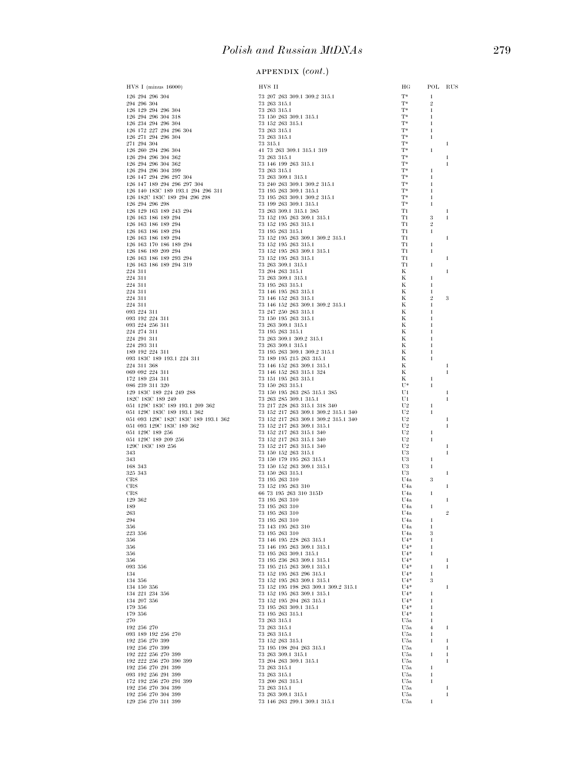APPENDIX (*cont.*)

| HVS I (minus 16000) | HVS II | HG | POL | RUS |
|---|---|---|---|---|
| 126 294 296 304 | 73 207 263 309.1 309.2 315.1 | T* | 1 | |
| 294 296 304 | 73 263 315.1 | T* | 2 | |
| 126 129 294 296 304 | 73 263 315.1 | T* | 1 | |
| 126 294 296 304 318 | 73 150 263 309.1 315.1 | T* | 1 | |
| 126 234 294 296 304 | 73 152 263 315.1 | T* | 1 | |
| 126 172 227 294 296 304 | 73 263 315.1 | T* | 1 | |
| 126 271 294 296 304 | 73 263 315.1 | T* | 1 | |
| 271 294 304 | 73 315.1 | T* | | 1 |
| 126 260 294 296 304 | 41 73 263 309.1 315.1 319 | T* | 1 | |
| 126 294 296 304 362 | 73 263 315.1 | T* | | 1 |
| 126 294 296 304 362 | 73 146 199 263 315.1 | T* | | 1 |
| 126 294 296 304 399 | 73 263 315.1 | T* | 1 | |
| 126 147 294 296 297 304 | 73 263 309.1 315.1 | T* | 1 | |
| 126 147 189 294 296 297 304 | 73 240 263 309.1 309.2 315.1 | T* | 1 | |
| 126 140 183C 189 193.1 294 296 311 | 73 195 263 309.1 315.1 | T* | 1 | |
| 126 182C 183C 189 294 296 298 | 73 195 263 309.1 309.2 315.1 | T* | 1 | |
| 126 294 296 298 | 73 199 263 309.1 315.1 | T* | 1 | |
| 126 129 163 189 243 294 | 73 263 309.1 315.1 385 | T1 | | 1 |
| 126 163 186 189 294 | 73 152 195 263 309.1 315.1 | T1 | 3 | 1 |
| 126 163 186 189 294 | 73 152 195 263 315.1 | T1 | 2 | |
| 126 163 186 189 294 | 73 195 263 315.1 | T1 | 1 | |
| 126 163 186 189 294 | 73 152 195 263 309.1 309.2 315.1 | T1 | | 1 |
| 126 163 170 186 189 294 | 73 152 195 263 315.1 | T1 | 1 | |
| 126 186 189 209 294 | 73 152 195 263 309.1 315.1 | T1 | 1 | |
| 126 163 186 189 293 294 | 73 152 195 263 315.1 | T1 | | 1 |
| 126 163 186 189 294 319 | 73 263 309.1 315.1 | T1 | 1 | |
| 224 311 | 73 204 263 315.1 | K | | 1 |
| 224 311 | 73 263 309.1 315.1 | K | 1 | |
| 224 311 | 73 195 263 315.1 | K | 1 | |
| 224 311 | 73 146 195 263 315.1 | K | 1 | |
| 224 311 | 73 146 152 263 315.1 | K | 2 | 3 |
| 224 311 | 73 146 152 263 309.1 309.2 315.1 | K | 1 | |
| 093 224 311 | 73 247 250 263 315.1 | K | 1 | |
| 093 192 224 311 | 73 150 195 263 315.1 | K | 1 | |
| 093 224 256 311 | 73 263 309.1 315.1 | K | 1 | |
| 224 274 311 | 73 195 263 315.1 | K | 1 | |
| 224 291 311 | 73 263 309.1 309.2 315.1 | K | 1 | |
| 224 293 311 | 73 263 309.1 315.1 | K | 1 | |
| 189 192 224 311 | 73 195 263 309.1 309.2 315.1 | K | 1 | |
| 093 183C 189 193.1 224 311 | 73 189 195 215 263 315.1 | K | 1 | |
| 224 311 368 | 73 146 152 263 309.1 315.1 | K | | 1 |
| 069 092 224 311 | 73 146 152 263 315.1 324 | K | | 1 |
| 172 189 234 311 | 73 151 195 263 315.1 | K | 1 | |
| 086 239 311 320 | 73 150 263 315.1 | U* | 1 | |
| 129 183C 189 224 249 288 | 73 150 195 263 285 315.1 385 | U1 | | 1 |
| 182C 183C 189 249 | 73 263 285 309.1 315.1 | U1 | | 1 |
| 051 129C 183C 189 193.1 209 362 | 73 217 228 263 315.1 318 340 | U2 | 1 | |
| 051 129C 183C 189 193.1 362 | 73 152 217 263 309.1 309.2 315.1 340 | U2 | 1 | |
| 051 093 129C 182C 183C 189 193.1 362 | 73 152 217 263 309.1 309.2 315.1 340 | U2 | | 1 |
| 051 093 129C 183C 189 362 | 73 152 217 263 309.1 315.1 | U2 | | 1 |
| 051 129C 189 256 | 73 152 217 263 315.1 340 | U2 | 1 | |
| 051 129C 189 209 256 | 73 152 217 263 315.1 340 | U2 | 1 | |
| 129C 183C 189 256 | 73 152 217 263 315.1 340 | U2 | | 1 |
| 343 | 73 150 152 263 315.1 | U3 | | 1 |
| 343 | 73 150 179 195 263 315.1 | U3 | 1 | |
| 168 343 | 73 150 152 263 309.1 315.1 | U3 | 1 | |
| 325 343 | 73 150 263 315.1 | U3 | | 1 |
| CRS | 73 195 263 310 | U4a | 3 | |
| CRS | 73 152 195 263 310 | U4a | | 1 |
| CRS | 66 73 195 263 310 315D | U4a | 1 | |
| 129 362 | 73 195 263 310 | U4a | | 1 |
| 189 | 73 195 263 310 | U4a | 1 | |
| 263 | 73 195 263 310 | U4a | | 2 |
| 294 | 73 195 263 310 | U4a | 1 | |
| 356 | 73 143 195 263 310 | U4a | 1 | |
| 223 356 | 73 195 263 310 | U4a | 3 | |
| 356 | 73 146 195 228 263 315.1 | U4* | 1 | |
| 356 | 73 146 195 263 309.1 315.1 | U4* | 1 | |
| 356 | 73 195 263 309.1 315.1 | U4* | 1 | |
| 356 | 73 195 236 263 309.1 315.1 | U4* | | 1 |
| 093 356 | 73 195 215 263 309.1 315.1 | U4* | 1 | 1 |
| 134 | 73 152 195 263 296 315.1 | U4* | 1 | |
| 134 356 | 73 152 195 263 309.1 315.1 | U4* | 3 | |
| 134 150 356 | 73 152 195 198 263 309.1 309.2 315.1 | U4* | | 1 |
| 134 221 234 356 | 73 152 195 263 309.1 315.1 | U4* | 1 | |
| 134 207 356 | 73 152 195 204 263 315.1 | U4* | 1 | |
| 179 356 | 73 195 263 309.1 315.1 | U4* | 1 | |
| 179 356 | 73 195 263 315.1 | U4* | 1 | |
| 270 | 73 263 315.1 | U5a | 1 | |
| 192 256 270 | 73 263 315.1 | U5a | 4 | 1 |
| 093 189 192 256 270 | 73 263 315.1 | U5a | 1 | |
| 192 256 270 399 | 73 152 263 315.1 | U5a | 1 | 1 |
| 192 256 270 399 | 73 195 198 204 263 315.1 | U5a | | 1 |
| 192 222 256 270 399 | 73 263 309.1 315.1 | U5a | 1 | 1 |
| 192 222 256 270 390 399 | 73 204 263 309.1 315.1 | U5a | | 1 |
| 192 256 270 291 399 | 73 263 315.1 | U5a | 1 | |
| 093 192 256 291 399 | 73 263 315.1 | U5a | 1 | |
| 172 192 256 270 291 399 | 73 200 263 315.1 | U5a | 1 | |
| 192 256 270 304 399 | 73 263 315.1 | U5a | | 1 |
| 192 256 270 304 399 | 73 263 309.1 315.1 | U5a | | 1 |
| 129 256 270 311 399 | 73 146 263 299.1 309.1 315.1 | U5a | 1 | |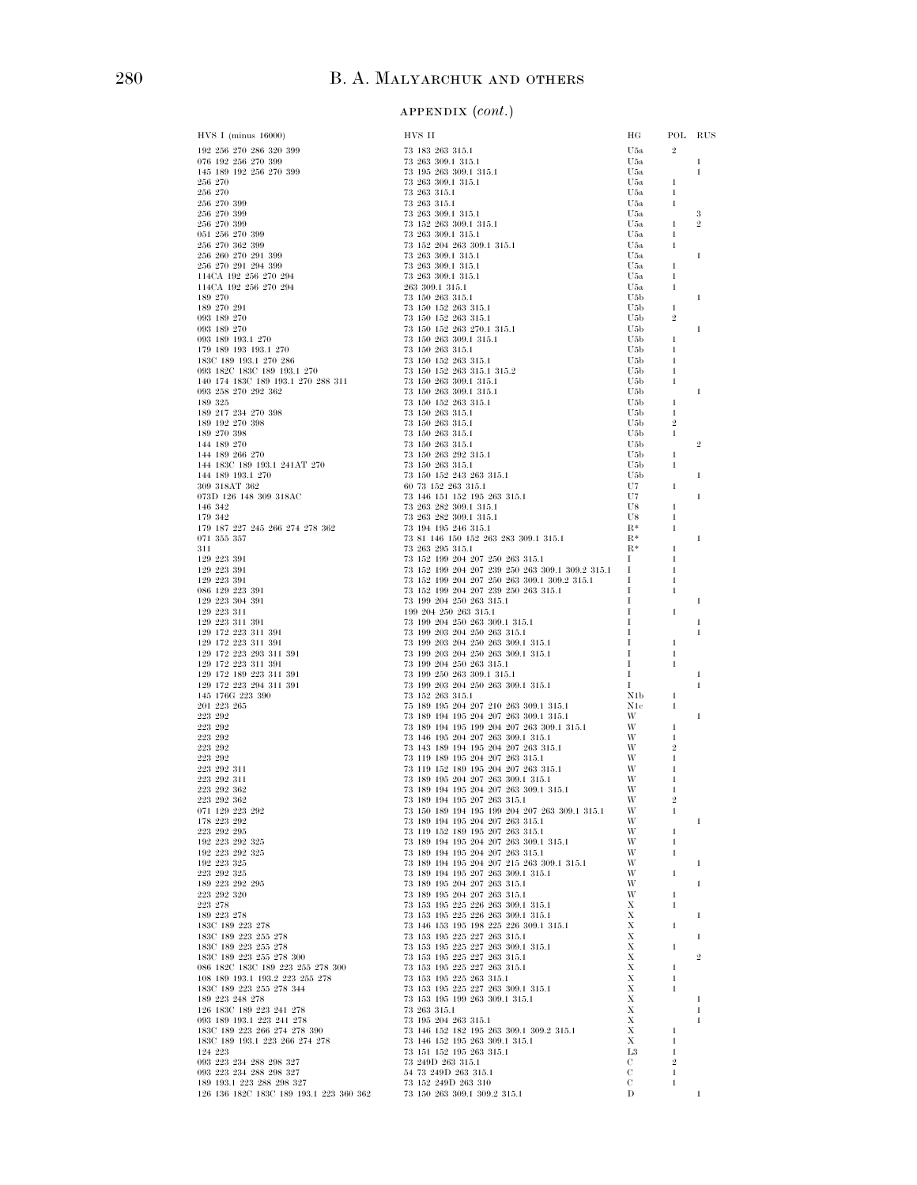APPENDIX (*cont.*)

| HVS I (minus 16000) | HVS II | HG | POL | RUS |
|---|---|---|---|---|
| 192 256 270 286 320 399 | 73 183 263 315.1 | U5a | 2 | |
| 076 192 256 270 399 | 73 263 309.1 315.1 | U5a | | 1 |
| 145 189 192 256 270 399 | 73 195 263 309.1 315.1 | U5a | | 1 |
| 256 270 | 73 263 309.1 315.1 | U5a | 1 | |
| 256 270 | 73 263 315.1 | U5a | 1 | |
| 256 270 399 | 73 263 315.1 | U5a | 1 | |
| 256 270 399 | 73 263 309.1 315.1 | U5a | | 3 |
| 256 270 399 | 73 152 263 309.1 315.1 | U5a | 1 | 2 |
| 051 256 270 399 | 73 263 309.1 315.1 | U5a | 1 | |
| 256 270 362 399 | 73 152 204 263 309.1 315.1 | U5a | 1 | |
| 256 260 270 291 399 | 73 263 309.1 315.1 | U5a | | 1 |
| 256 270 291 294 399 | 73 263 309.1 315.1 | U5a | 1 | |
| 114CA 192 256 270 294 | 73 263 309.1 315.1 | U5a | 1 | |
| 114CA 192 256 270 294 | 263 309.1 315.1 | U5a | 1 | |
| 189 270 | 73 150 263 315.1 | U5b | | 1 |
| 189 270 291 | 73 150 152 263 315.1 | U5b | 1 | |
| 093 189 270 | 73 150 152 263 315.1 | U5b | 2 | |
| 093 189 270 | 73 150 152 263 270.1 315.1 | U5b | | 1 |
| 093 189 193.1 270 | 73 150 263 309.1 315.1 | U5b | 1 | |
| 179 189 193 193.1 270 | 73 150 263 315.1 | U5b | 1 | |
| 183C 189 193.1 270 286 | 73 150 152 263 315.1 | U5b | 1 | |
| 093 182C 183C 189 193.1 270 | 73 150 152 263 315.1 315.2 | U5b | 1 | |
| 140 174 183C 189 193.1 270 288 311 | 73 150 263 309.1 315.1 | U5b | 1 | |
| 093 258 270 292 362 | 73 150 263 309.1 315.1 | U5b | | 1 |
| 189 325 | 73 150 152 263 315.1 | U5b | 1 | |
| 189 217 234 270 398 | 73 150 263 315.1 | U5b | 1 | |
| 189 192 270 398 | 73 150 263 315.1 | U5b | 2 | |
| 189 270 398 | 73 150 263 315.1 | U5b | 1 | |
| 144 189 270 | 73 150 263 315.1 | U5b | | 2 |
| 144 189 266 270 | 73 150 263 292 315.1 | U5b | 1 | |
| 144 183C 189 193.1 241AT 270 | 73 150 263 315.1 | U5b | 1 | |
| 144 189 193.1 270 | 73 150 152 243 263 315.1 | U5b | | 1 |
| 309 318AT 362 | 60 73 152 263 315.1 | U7 | 1 | |
| 073D 126 148 309 318AC | 73 146 151 152 195 263 315.1 | U7 | | 1 |
| 146 342 | 73 263 282 309.1 315.1 | U8 | 1 | |
| 179 342 | 73 263 282 309.1 315.1 | U8 | 1 | |
| 179 187 227 245 266 274 278 362 | 73 194 195 246 315.1 | R* | 1 | |
| 071 355 357 | 73 81 146 150 152 263 283 309.1 315.1 | R* | | 1 |
| 311 | 73 263 295 315.1 | R* | 1 | |
| 129 223 391 | 73 152 199 204 207 250 263 315.1 | I | 1 | |
| 129 223 391 | 73 152 199 204 207 239 250 263 309.1 309.2 315.1 | I | 1 | |
| 129 223 391 | 73 152 199 204 207 250 263 309.1 309.2 315.1 | I | 1 | |
| 086 129 223 391 | 73 152 199 204 207 239 250 263 315.1 | I | 1 | |
| 129 223 304 391 | 73 199 204 250 263 315.1 | I | | 1 |
| 129 223 311 | 199 204 250 263 315.1 | I | 1 | |
| 129 223 311 391 | 73 199 204 250 263 309.1 315.1 | I | | 1 |
| 129 172 223 311 391 | 73 199 203 204 250 263 315.1 | I | | 1 |
| 129 172 223 311 391 | 73 199 203 204 250 263 309.1 315.1 | I | 1 | |
| 129 172 223 293 311 391 | 73 199 203 204 250 263 309.1 315.1 | I | 1 | |
| 129 172 223 311 391 | 73 199 204 250 263 315.1 | I | 1 | |
| 129 172 189 223 311 391 | 73 199 250 263 309.1 315.1 | I | | 1 |
| 129 172 223 294 311 391 | 73 199 203 204 250 263 309.1 315.1 | I | | 1 |
| 145 176G 223 390 | 73 152 263 315.1 | N1b | 1 | |
| 201 223 265 | 75 189 195 204 207 210 263 309.1 315.1 | N1c | 1 | |
| 223 292 | 73 189 194 195 204 207 263 309.1 315.1 | W | | 1 |
| 223 292 | 73 189 194 195 199 204 207 263 309.1 315.1 | W | 1 | |
| 223 292 | 73 146 195 204 207 263 309.1 315.1 | W | 1 | |
| 223 292 | 73 143 189 194 195 204 207 263 315.1 | W | 2 | |
| 223 292 | 73 119 189 195 204 207 263 315.1 | W | 1 | |
| 223 292 311 | 73 119 152 189 195 204 207 263 315.1 | W | 1 | |
| 223 292 311 | 73 189 195 204 207 263 309.1 315.1 | W | 1 | |
| 223 292 362 | 73 189 194 195 204 207 263 309.1 315.1 | W | 1 | |
| 223 292 362 | 73 189 194 195 207 263 315.1 | W | 2 | |
| 071 129 223 292 | 73 150 189 194 195 199 204 207 263 309.1 315.1 | W | 1 | |
| 178 223 292 | 73 189 194 195 204 207 263 315.1 | W | | 1 |
| 223 292 295 | 73 119 152 189 195 207 263 315.1 | W | 1 | |
| 192 223 292 325 | 73 189 194 195 204 207 263 309.1 315.1 | W | 1 | |
| 192 223 292 325 | 73 189 194 195 204 207 263 315.1 | W | 1 | |
| 192 223 325 | 73 189 194 195 204 207 215 263 309.1 315.1 | W | | 1 |
| 223 292 325 | 73 189 194 195 207 263 309.1 315.1 | W | 1 | |
| 189 223 292 295 | 73 189 195 204 207 263 315.1 | W | | 1 |
| 223 292 320 | 73 189 195 204 207 263 315.1 | W | 1 | |
| 223 278 | 73 153 195 225 226 263 309.1 315.1 | X | 1 | |
| 189 223 278 | 73 153 195 225 226 263 309.1 315.1 | X | | 1 |
| 183C 189 223 278 | 73 146 153 195 198 225 226 309.1 315.1 | X | 1 | |
| 183C 189 223 255 278 | 73 153 195 225 227 263 315.1 | X | | 1 |
| 183C 189 223 255 278 | 73 153 195 225 227 263 309.1 315.1 | X | 1 | |
| 183C 189 223 255 278 300 | 73 153 195 225 227 263 315.1 | X | | 2 |
| 086 182C 183C 189 223 255 278 300 | 73 153 195 225 227 263 315.1 | X | 1 | |
| 108 189 193.1 193.2 223 255 278 | 73 153 195 225 263 315.1 | X | 1 | |
| 183C 189 223 255 278 344 | 73 153 195 225 227 263 309.1 315.1 | X | 1 | |
| 189 223 248 278 | 73 153 195 199 263 309.1 315.1 | X | | 1 |
| 126 183C 189 223 241 278 | 73 263 315.1 | X | | 1 |
| 093 189 193.1 223 241 278 | 73 195 204 263 315.1 | X | | 1 |
| 183C 189 223 266 274 278 390 | 73 146 152 182 195 263 309.1 309.2 315.1 | X | 1 | |
| 183C 189 193.1 223 266 274 278 | 73 146 152 195 263 309.1 315.1 | X | 1 | |
| 124 223 | 73 151 152 195 263 315.1 | L3 | 1 | |
| 093 223 234 288 298 327 | 73 249D 263 315.1 | C | 2 | |
| 093 223 234 288 298 327 | 54 73 249D 263 315.1 | C | 1 | |
| 189 193.1 223 288 298 327 | 73 152 249D 263 310 | C | 1 | |
| 126 136 182C 183C 189 193.1 223 360 362 | 73 150 263 309.1 309.2 315.1 | D | | 1 |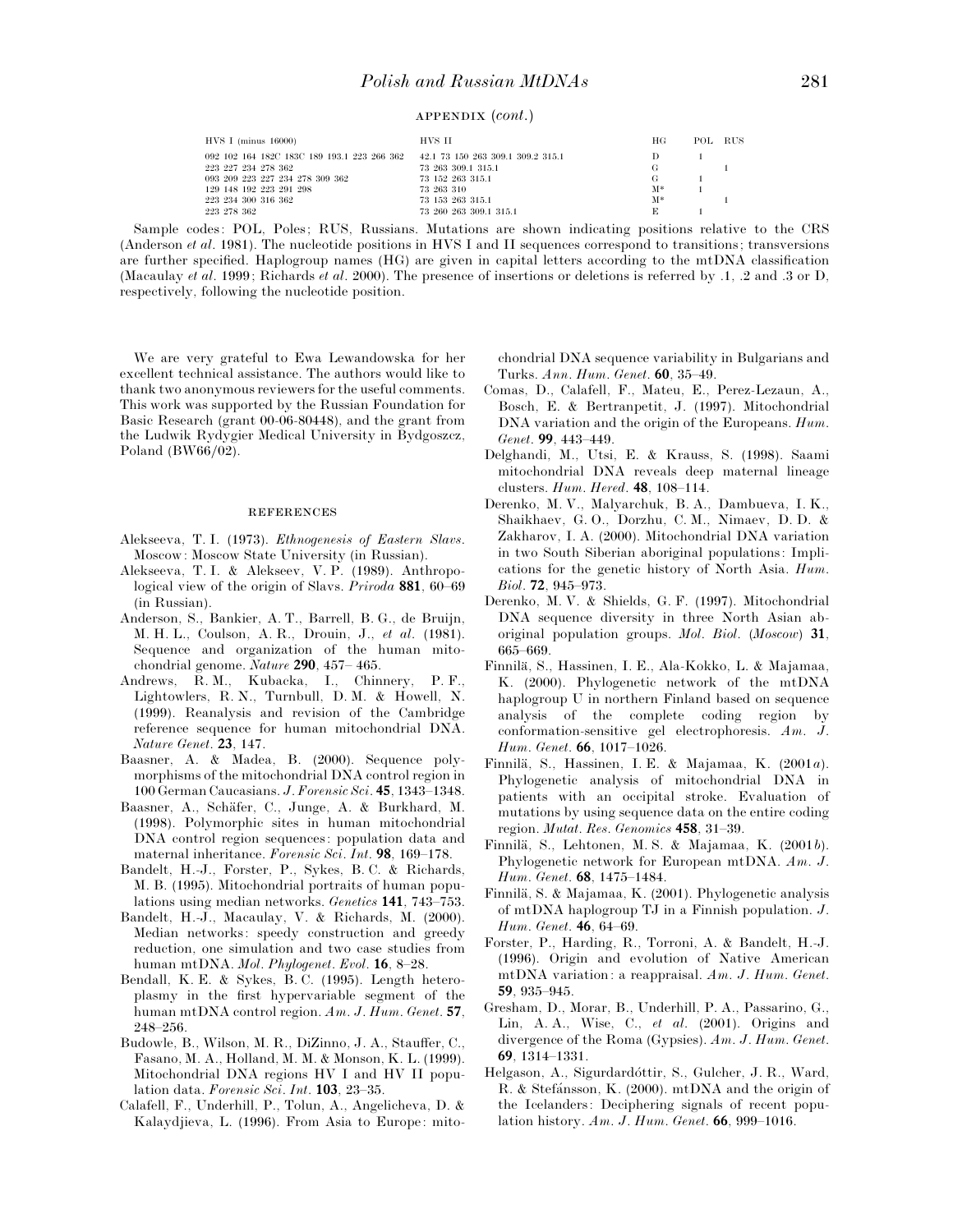APPENDIX (*cont.*)

| HVS I (minus 16000) | HVS II | HG | POL | RUS |
|---|---|---|---|---|
| 092 102 164 182C 183C 189 193.1 223 266 362 | 42.1 73 150 263 309.1 309.2 315.1 | D | 1 | |
| 223 227 234 278 362 | 73 263 309.1 315.1 | G | | 1 |
| 093 209 223 227 234 278 309 362 | 73 152 263 315.1 | G | 1 | |
| 129 148 192 223 291 298 | 73 263 310 | M* | 1 | |
| 223 234 300 316 362 | 73 153 263 315.1 | M* | | 1 |
| 223 278 362 | 73 260 263 309.1 315.1 | E | 1 | |

Sample codes: POL, Poles; RUS, Russians. Mutations are shown indicating positions relative to the CRS (Anderson *et al.* 1981). The nucleotide positions in HVS I and II sequences correspond to transitions; transversions are further specified. Haplogroup names (HG) are given in capital letters according to the mtDNA classification (Macaulay *et al.* 1999; Richards *et al.* 2000). The presence of insertions or deletions is referred by .1, .2 and .3 or D, respectively, following the nucleotide position.

We are very grateful to Ewa Lewandowska for her excellent technical assistance. The authors would like to thank two anonymous reviewers for the useful comments. This work was supported by the Russian Foundation for Basic Research (grant 00-06-80448), and the grant from the Ludwik Rydygier Medical University in Bydgoszcz, Poland (BW66/02).

## REFERENCES

Alekseeva, T. I. (1973). *Ethnogenesis of Eastern Slavs*. Moscow: Moscow State University (in Russian).

Alekseeva, T. I. & Alekseev, V. P. (1989). Anthropological view of the origin of Slavs. *Priroda* **881**, 60–69 (in Russian).

Anderson, S., Bankier, A. T., Barrell, B. G., de Bruijn, M. H. L., Coulson, A. R., Drouin, J., *et al.* (1981). Sequence and organization of the human mitochondrial genome. *Nature* **290**, 457–465.

Andrews, R. M., Kubacka, I., Chinnery, P. F., Lightowlers, R. N., Turnbull, D. M. & Howell, N. (1999). Reanalysis and revision of the Cambridge reference sequence for human mitochondrial DNA. *Nature Genet.* **23**, 147.

Baasner, A. & Madea, B. (2000). Sequence polymorphisms of the mitochondrial DNA control region in 100 German Caucasians. *J. Forensic Sci.* **45**, 1343–1348.

Baasner, A., Schäfer, C., Junge, A. & Burkhard, M. (1998). Polymorphic sites in human mitochondrial DNA control region sequences: population data and maternal inheritance. *Forensic Sci. Int.* **98**, 169–178.

Bandelt, H.-J., Forster, P., Sykes, B. C. & Richards, M. B. (1995). Mitochondrial portraits of human populations using median networks. *Genetics* **141**, 743–753.

Bandelt, H.-J., Macaulay, V. & Richards, M. (2000). Median networks: speedy construction and greedy reduction, one simulation and two case studies from human mtDNA. *Mol. Phylogenet. Evol.* **16**, 8–28.

Bendall, K. E. & Sykes, B. C. (1995). Length heteroplasmy in the first hypervariable segment of the human mtDNA control region. *Am. J. Hum. Genet.* **57**, 248–256.

Budowle, B., Wilson, M. R., DiZinno, J. A., Stauffer, C., Fasano, M. A., Holland, M. M. & Monson, K. L. (1999). Mitochondrial DNA regions HV I and HV II population data. *Forensic Sci. Int.* **103**, 23–35.

Calafell, F., Underhill, P., Tolun, A., Angelicheva, D. & Kalaydjieva, L. (1996). From Asia to Europe: mitochondrial DNA sequence variability in Bulgarians and Turks. *Ann. Hum. Genet.* **60**, 35–49.

Comas, D., Calafell, F., Mateu, E., Perez-Lezaun, A., Bosch, E. & Bertranpetit, J. (1997). Mitochondrial DNA variation and the origin of the Europeans. *Hum. Genet.* **99**, 443–449.

Delghandi, M., Utsi, E. & Krauss, S. (1998). Saami mitochondrial DNA reveals deep maternal lineage clusters. *Hum. Hered.* **48**, 108–114.

Derenko, M. V., Malyarchuk, B. A., Dambueva, I. K., Shaikhaev, G. O., Dorzhu, C. M., Nimaev, D. D. & Zakharov, I. A. (2000). Mitochondrial DNA variation in two South Siberian aboriginal populations: Implications for the genetic history of North Asia. *Hum. Biol.* **72**, 945–973.

Derenko, M. V. & Shields, G. F. (1997). Mitochondrial DNA sequence diversity in three North Asian aboriginal population groups. *Mol. Biol. (Moscow)* **31**, 665–669.

Finnilä, S., Hassinen, I. E., Ala-Kokko, L. & Majamaa, K. (2000). Phylogenetic network of the mtDNA haplogroup U in northern Finland based on sequence analysis of the complete coding region by conformation-sensitive gel electrophoresis. *Am. J. Hum. Genet.* **66**, 1017–1026.

Finnilä, S., Hassinen, I. E. & Majamaa, K. (2001*a*). Phylogenetic analysis of mitochondrial DNA in patients with an occipital stroke. Evaluation of mutations by using sequence data on the entire coding region. *Mutat. Res. Genomics* **458**, 31–39.

Finnilä, S., Lehtonen, M. S. & Majamaa, K. (2001*b*). Phylogenetic network for European mtDNA. *Am. J. Hum. Genet.* **68**, 1475–1484.

Finnilä, S. & Majamaa, K. (2001). Phylogenetic analysis of mtDNA haplogroup TJ in a Finnish population. *J. Hum. Genet.* **46**, 64–69.

Forster, P., Harding, R., Torroni, A. & Bandelt, H.-J. (1996). Origin and evolution of Native American mtDNA variation: a reappraisal. *Am. J. Hum. Genet.* **59**, 935–945.

Gresham, D., Morar, B., Underhill, P. A., Passarino, G., Lin, A. A., Wise, C., *et al.* (2001). Origins and divergence of the Roma (Gypsies). *Am. J. Hum. Genet.* **69**, 1314–1331.

Helgason, A., Sigurdardóttir, S., Gulcher, J. R., Ward, R. & Stefánsson, K. (2000). mtDNA and the origin of the Icelanders: Deciphering signals of recent population history. *Am. J. Hum. Genet.* **66**, 999–1016.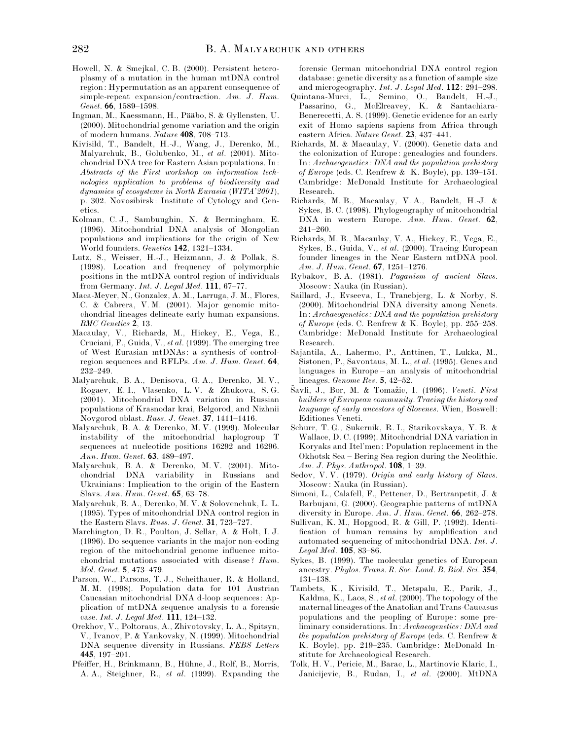Howell, N. & Smejkal, C. B. (2000). Persistent heteroplasmy of a mutation in the human mtDNA control region: Hypermutation as an apparent consequence of simple-repeat expansion/contraction. *Am. J. Hum. Genet.* **66**, 1589–1598.

Ingman, M., Kaessmann, H., Pääbo, S. & Gyllensten, U. (2000). Mitochondrial genome variation and the origin of modern humans. *Nature* **408**, 708–713.

Kivisild, T., Bandelt, H.-J., Wang, J., Derenko, M., Malyarchuk, B., Golubenko, M., *et al*. (2001). Mitochondrial DNA tree for Eastern Asian populations. In: *Abstracts of the First workshop on information technologies application to problems of biodiversity and dynamics of ecosystems in North Eurasia (WITA'2001)*, p. 302. Novosibirsk: Institute of Cytology and Genetics.

Kolman, C. J., Sambuughin, N. & Bermingham, E. (1996). Mitochondrial DNA analysis of Mongolian populations and implications for the origin of New World founders. *Genetics* **142**, 1321–1334.

Lutz, S., Weisser, H.-J., Heizmann, J. & Pollak, S. (1998). Location and frequency of polymorphic positions in the mtDNA control region of individuals from Germany. *Int. J. Legal Med*. **111**, 67–77.

Maca-Meyer, N., Gonzalez, A. M., Larruga, J. M., Flores, C. & Cabrera, V. M. (2001). Major genomic mitochondrial lineages delineate early human expansions. *BMC Genetics* **2**, 13.

Macaulay, V., Richards, M., Hickey, E., Vega, E., Cruciani, F., Guida, V., *et al*. (1999). The emerging tree of West Eurasian mtDNAs: a synthesis of control-region sequences and RFLPs. *Am. J. Hum. Genet*. **64**, 232–249.

Malyarchuk, B. A., Denisova, G. A., Derenko, M. V., Rogaev, E. I., Vlasenko, L. V. & Zhukova, S. G. (2001). Mitochondrial DNA variation in Russian populations of Krasnodar krai, Belgorod, and Nizhnii Novgorod oblast. *Russ. J. Genet*. **37**, 1411–1416.

Malyarchuk, B. A. & Derenko, M. V. (1999). Molecular instability of the mitochondrial haplogroup T sequences at nucleotide positions 16292 and 16296. *Ann. Hum. Genet*. **63**, 489–497.

Malyarchuk, B. A. & Derenko, M. V. (2001). Mitochondrial DNA variability in Russians and Ukrainians: Implication to the origin of the Eastern Slavs. *Ann. Hum. Genet*. **65**, 63–78.

Malyarchuk, B. A., Derenko, M. V. & Solovenchuk, L. L. (1995). Types of mitochondrial DNA control region in the Eastern Slavs. *Russ. J. Genet*. **31**, 723–727.

Marchington, D. R., Poulton, J. Sellar, A. & Holt, I. J. (1996). Do sequence variants in the major non-coding region of the mitochondrial genome influence mitochondrial mutations associated with disease? *Hum. Mol. Genet*. **5**, 473–479.

Parson, W., Parsons, T. J., Scheithauer, R. & Holland, M. M. (1998). Population data for 101 Austrian Caucasian mitochondrial DNA d-loop sequences: Application of mtDNA sequence analysis to a forensic case. *Int. J. Legal Med*. **111**, 124–132.

Orekhov, V., Poltoraus, A., Zhivotovsky, L. A., Spitsyn, V., Ivanov, P. & Yankovsky, N. (1999). Mitochondrial DNA sequence diversity in Russians. *FEBS Letters* **445**, 197–201.

Pfeiffer, H., Brinkmann, B., Hühne, J., Rolf, B., Morris, A. A., Steighner, R., *et al*. (1999). Expanding the forensic German mitochondrial DNA control region database: genetic diversity as a function of sample size and microgeography. *Int. J. Legal Med*. **112**: 291–298.

Quintana-Murci, L., Semino, O., Bandelt, H.-J., Passarino, G., McElreavey, K. & Santachiara-Benerecetti, A. S. (1999). Genetic evidence for an early exit of Homo sapiens sapiens from Africa through eastern Africa. *Nature Genet*. **23**, 437–441.

Richards, M. & Macaulay, V. (2000). Genetic data and the colonization of Europe: genealogies and founders. In: *Archaeogenetics: DNA and the population prehistory of Europe* (eds. C. Renfrew & K. Boyle), pp. 139–151. Cambridge: McDonald Institute for Archaeological Research.

Richards, M. B., Macaulay, V. A., Bandelt, H.-J. & Sykes, B. C. (1998). Phylogeography of mitochondrial DNA in western Europe. *Ann. Hum. Genet*. **62**, 241–260.

Richards, M. B., Macaulay, V. A., Hickey, E., Vega, E., Sykes, B., Guida, V., *et al*. (2000). Tracing European founder lineages in the Near Eastern mtDNA pool. *Am. J. Hum. Genet*. **67**, 1251–1276.

Rybakov, B. A. (1981). *Paganism of ancient Slavs*. Moscow: Nauka (in Russian).

Saillard, J., Evseeva, I., Tranebjerg, L. & Norby, S. (2000). Mitochondrial DNA diversity among Nenets. In: *Archaeogenetics: DNA and the population prehistory of Europe* (eds. C. Renfrew & K. Boyle), pp. 255–258. Cambridge: McDonald Institute for Archaeological Research.

Sajantila, A., Lahermo, P., Anttinen, T., Lukka, M., Sistonen, P., Savontaus, M. L., *et al*. (1995). Genes and languages in Europe – an analysis of mitochondrial lineages. *Genome Res*. **5**, 42–52.

Šavli, J., Bor, M. & Tomažic, I. (1996). *Veneti. First builders of European community. Tracing the history and language of early ancestors of Slovenes*. Wien, Boswell: Editiones Veneti.

Schurr, T. G., Sukernik, R. I., Starikovskaya, Y. B. & Wallace, D. C. (1999). Mitochondrial DNA variation in Koryaks and Itel'men: Population replacement in the Okhotsk Sea – Bering Sea region during the Neolithic. *Am. J. Phys. Anthropol*. **108**, 1–39.

Sedov, V. V. (1979). *Origin and early history of Slavs*. Moscow: Nauka (in Russian).

Simoni, L., Calafell, F., Pettener, D., Bertranpetit, J. & Barbujani, G. (2000). Geographic patterns of mtDNA diversity in Europe. *Am. J. Hum. Genet*. **66**, 262–278.

Sullivan, K. M., Hopgood, R. & Gill, P. (1992). Identification of human remains by amplification and automated sequencing of mitochondrial DNA. *Int. J. Legal Med*. **105**, 83–86.

Sykes, B. (1999). The molecular genetics of European ancestry. *Phylos. Trans. R. Soc. Lond. B. Biol. Sci*. **354**, 131–138.

Tambets, K., Kivisild, T., Metspalu, E., Parik, J., Kaldma, K., Laos, S., *et al*. (2000). The topology of the maternal lineages of the Anatolian and Trans-Caucasus populations and the peopling of Europe: some preliminary considerations. In: *Archaeogenetics: DNA and the population prehistory of Europe* (eds. C. Renfrew & K. Boyle), pp. 219–235. Cambridge: McDonald Institute for Archaeological Research.

Tolk, H. V., Pericic, M., Barac, L., Martinovic Klaric, I., Janicijevic, B., Rudan, I., *et al*. (2000). MtDNA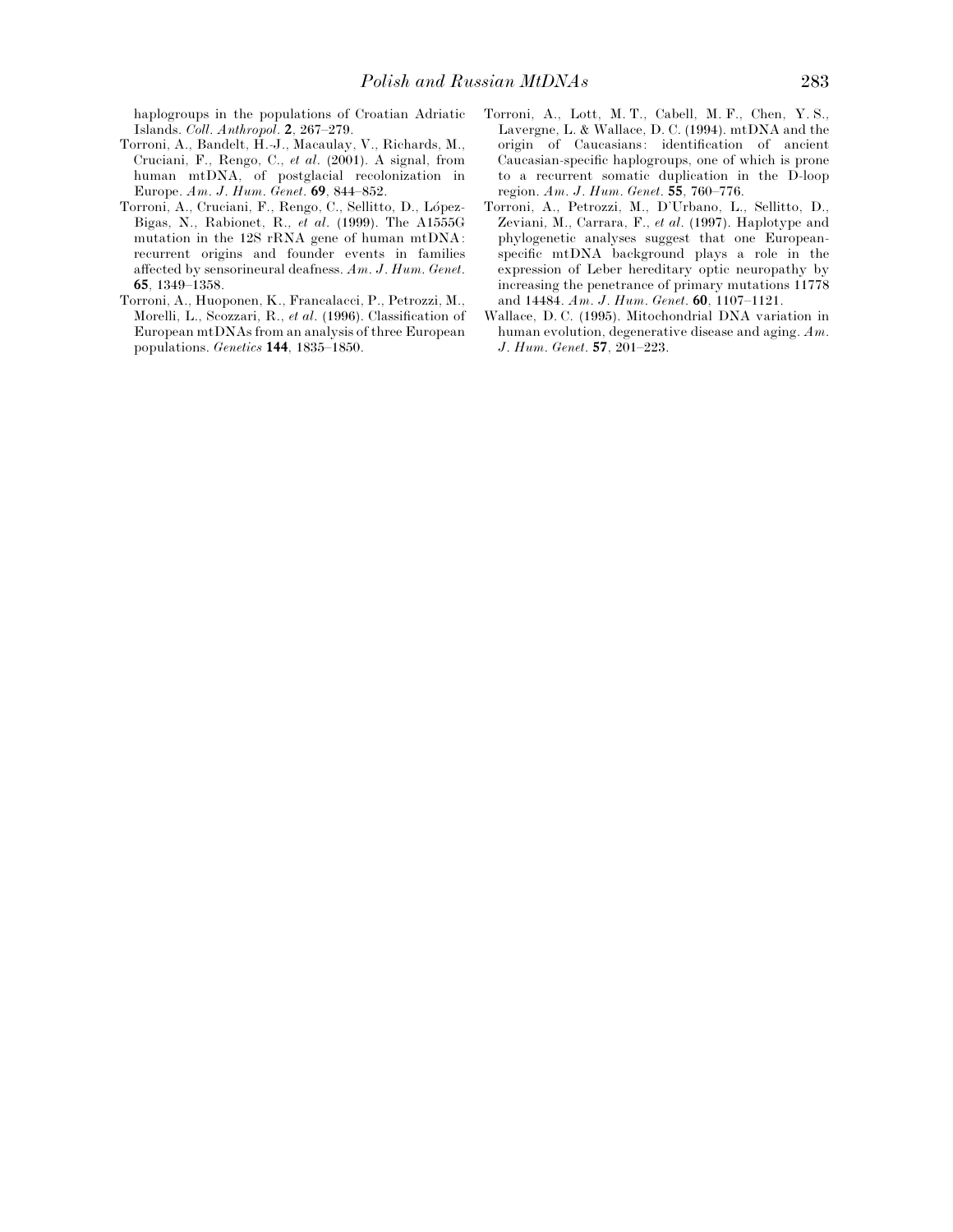haplogroups in the populations of Croatian Adriatic Islands. *Coll. Anthropol.* **2**, 267–279.

Torroni, A., Bandelt, H.-J., Macaulay, V., Richards, M., Cruciani, F., Rengo, C., *et al.* (2001). A signal, from human mtDNA, of postglacial recolonization in Europe. *Am. J. Hum. Genet.* **69**, 844–852.

Torroni, A., Cruciani, F., Rengo, C., Sellitto, D., López-Bigas, N., Rabionet, R., *et al.* (1999). The A1555G mutation in the 12S rRNA gene of human mtDNA: recurrent origins and founder events in families affected by sensorineural deafness. *Am. J. Hum. Genet.* **65**, 1349–1358.

Torroni, A., Huoponen, K., Francalacci, P., Petrozzi, M., Morelli, L., Scozzari, R., *et al.* (1996). Classification of European mtDNAs from an analysis of three European populations. *Genetics* **144**, 1835–1850.

Torroni, A., Lott, M. T., Cabell, M. F., Chen, Y. S., Lavergne, L. & Wallace, D. C. (1994). mtDNA and the origin of Caucasians: identification of ancient Caucasian-specific haplogroups, one of which is prone to a recurrent somatic duplication in the D-loop region. *Am. J. Hum. Genet.* **55**, 760–776.

Torroni, A., Petrozzi, M., D'Urbano, L., Sellitto, D., Zeviani, M., Carrara, F., *et al.* (1997). Haplotype and phylogenetic analyses suggest that one European-specific mtDNA background plays a role in the expression of Leber hereditary optic neuropathy by increasing the penetrance of primary mutations 11778 and 14484. *Am. J. Hum. Genet.* **60**, 1107–1121.

Wallace, D. C. (1995). Mitochondrial DNA variation in human evolution, degenerative disease and aging. *Am. J. Hum. Genet.* **57**, 201–223.